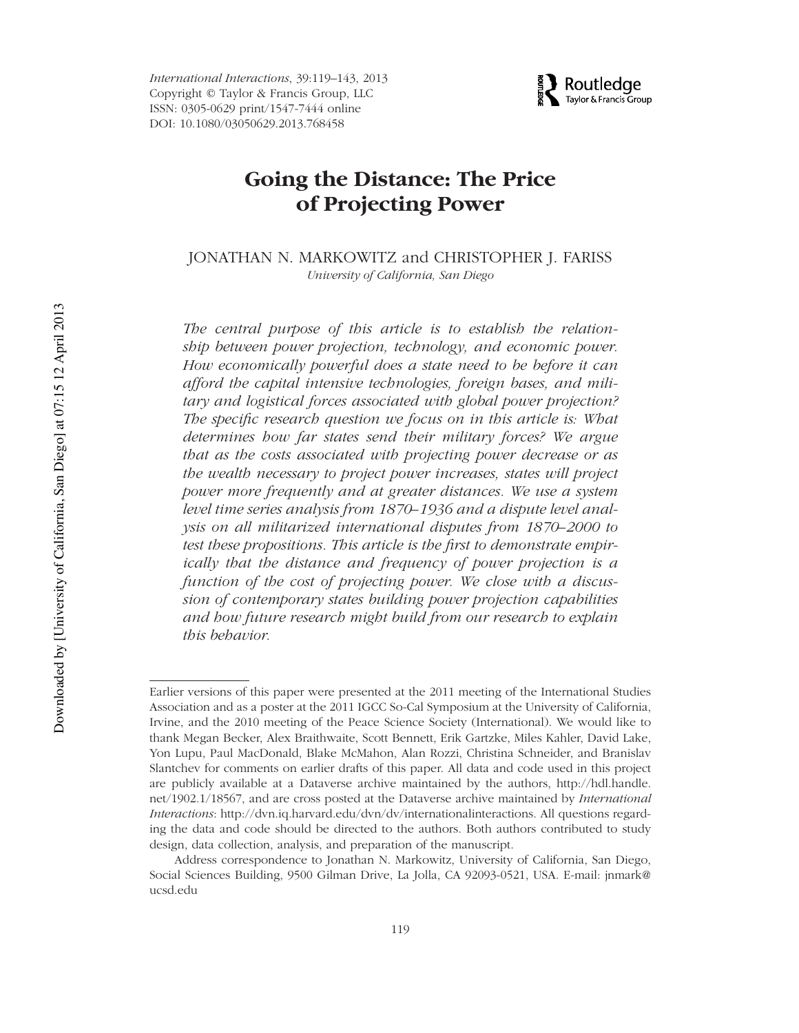# Going the Distance: The Price of Projecting Power

JONATHAN N. MARKOWITZ and CHRISTOPHER J. FARISS

*University of California, San Diego*

*The central purpose of this article is to establish the relationship between power projection, technology, and economic power. How economically powerful does a state need to be before it can afford the capital intensive technologies, foreign bases, and military and logistical forces associated with global power projection? The specific research question we focus on in this article is: What determines how far states send their military forces? We argue that as the costs associated with projecting power decrease or as the wealth necessary to project power increases, states will project power more frequently and at greater distances. We use a system level time series analysis from 1870–1936 and a dispute level analysis on all militarized international disputes from 1870–2000 to test these propositions. This article is the first to demonstrate empirically that the distance and frequency of power projection is a function of the cost of projecting power. We close with a discussion of contemporary states building power projection capabilities and how future research might build from our research to explain this behavior.*

Earlier versions of this paper were presented at the 2011 meeting of the International Studies Association and as a poster at the 2011 IGCC So-Cal Symposium at the University of California, Irvine, and the 2010 meeting of the Peace Science Society (International). We would like to thank Megan Becker, Alex Braithwaite, Scott Bennett, Erik Gartzke, Miles Kahler, David Lake, Yon Lupu, Paul MacDonald, Blake McMahon, Alan Rozzi, Christina Schneider, and Branislav Slantchev for comments on earlier drafts of this paper. All data and code used in this project are publicly available at a Dataverse archive maintained by the authors, http://hdl.handle.net/1902.1/18567, and are cross posted at the Dataverse archive maintained by *International Interactions*: http://dvn.iq.harvard.edu/dvn/dv/internationalinteractions. All questions regarding the data and code should be directed to the authors. Both authors contributed to study design, data collection, analysis, and preparation of the manuscript.

Address correspondence to Jonathan N. Markowitz, University of California, San Diego, Social Sciences Building, 9500 Gilman Drive, La Jolla, CA 92093-0521, USA. E-mail: jnmark@ucsd.edu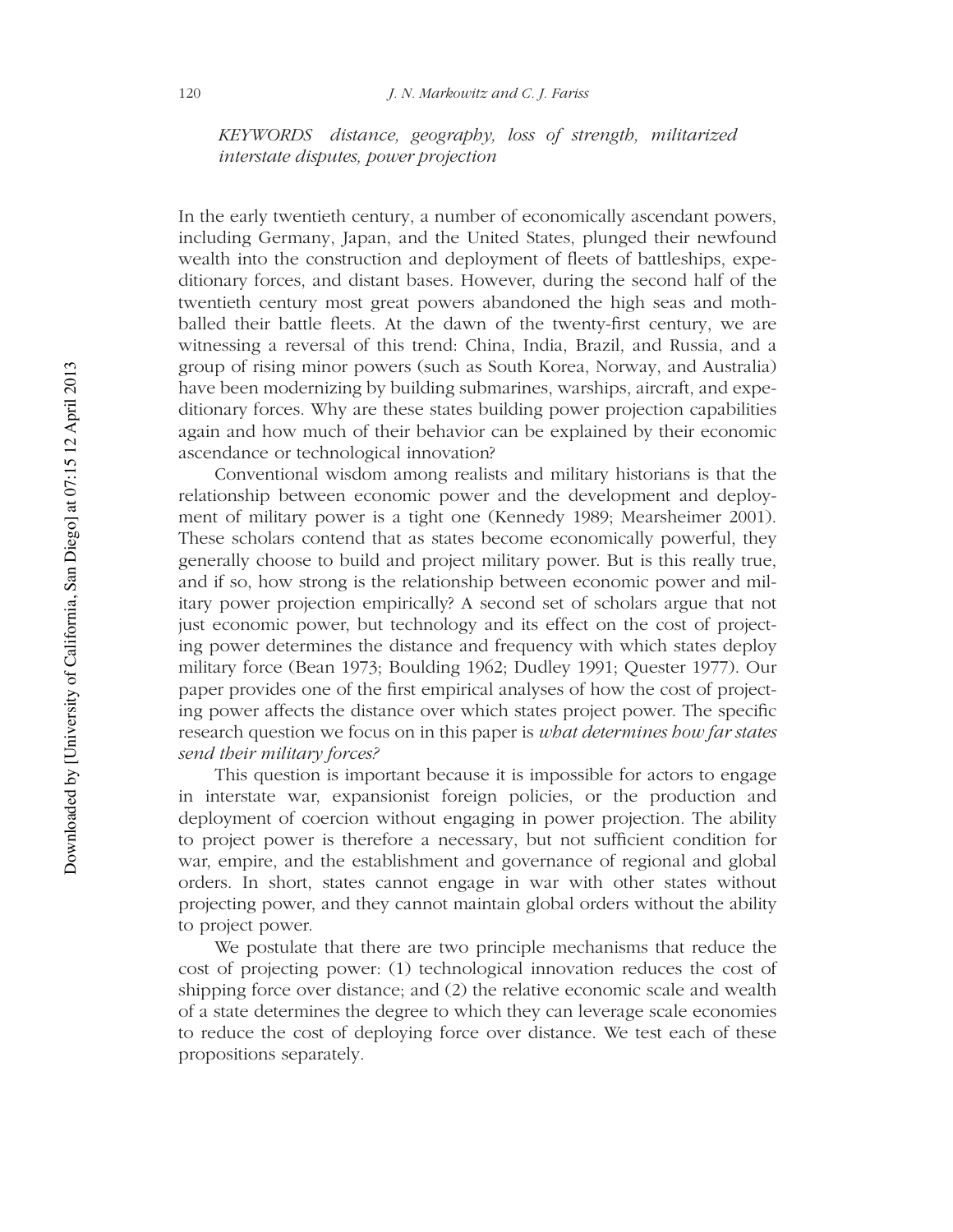*KEYWORDS distance, geography, loss of strength, militarized interstate disputes, power projection*

In the early twentieth century, a number of economically ascendant powers, including Germany, Japan, and the United States, plunged their newfound wealth into the construction and deployment of fleets of battleships, expeditionary forces, and distant bases. However, during the second half of the twentieth century most great powers abandoned the high seas and mothballed their battle fleets. At the dawn of the twenty-first century, we are witnessing a reversal of this trend: China, India, Brazil, and Russia, and a group of rising minor powers (such as South Korea, Norway, and Australia) have been modernizing by building submarines, warships, aircraft, and expeditionary forces. Why are these states building power projection capabilities again and how much of their behavior can be explained by their economic ascendance or technological innovation?

Conventional wisdom among realists and military historians is that the relationship between economic power and the development and deployment of military power is a tight one (Kennedy 1989; Mearsheimer 2001). These scholars contend that as states become economically powerful, they generally choose to build and project military power. But is this really true, and if so, how strong is the relationship between economic power and military power projection empirically? A second set of scholars argue that not just economic power, but technology and its effect on the cost of projecting power determines the distance and frequency with which states deploy military force (Bean 1973; Boulding 1962; Dudley 1991; Quester 1977). Our paper provides one of the first empirical analyses of how the cost of projecting power affects the distance over which states project power. The specific research question we focus on in this paper is *what determines how far states send their military forces?*

This question is important because it is impossible for actors to engage in interstate war, expansionist foreign policies, or the production and deployment of coercion without engaging in power projection. The ability to project power is therefore a necessary, but not sufficient condition for war, empire, and the establishment and governance of regional and global orders. In short, states cannot engage in war with other states without projecting power, and they cannot maintain global orders without the ability to project power.

We postulate that there are two principle mechanisms that reduce the cost of projecting power: (1) technological innovation reduces the cost of shipping force over distance; and (2) the relative economic scale and wealth of a state determines the degree to which they can leverage scale economies to reduce the cost of deploying force over distance. We test each of these propositions separately.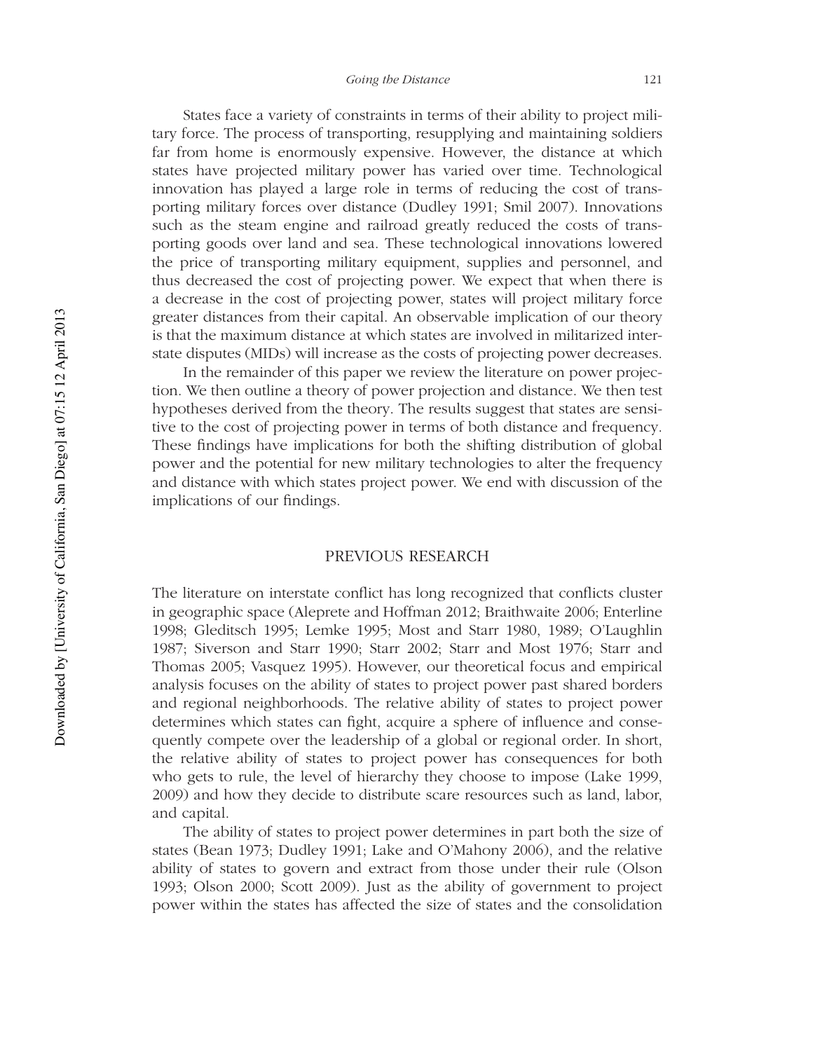States face a variety of constraints in terms of their ability to project military force. The process of transporting, resupplying and maintaining soldiers far from home is enormously expensive. However, the distance at which states have projected military power has varied over time. Technological innovation has played a large role in terms of reducing the cost of transporting military forces over distance (Dudley 1991; Smil 2007). Innovations such as the steam engine and railroad greatly reduced the costs of transporting goods over land and sea. These technological innovations lowered the price of transporting military equipment, supplies and personnel, and thus decreased the cost of projecting power. We expect that when there is a decrease in the cost of projecting power, states will project military force greater distances from their capital. An observable implication of our theory is that the maximum distance at which states are involved in militarized interstate disputes (MIDs) will increase as the costs of projecting power decreases.

In the remainder of this paper we review the literature on power projection. We then outline a theory of power projection and distance. We then test hypotheses derived from the theory. The results suggest that states are sensitive to the cost of projecting power in terms of both distance and frequency. These findings have implications for both the shifting distribution of global power and the potential for new military technologies to alter the frequency and distance with which states project power. We end with discussion of the implications of our findings.

## PREVIOUS RESEARCH

The literature on interstate conflict has long recognized that conflicts cluster in geographic space (Aleprete and Hoffman 2012; Braithwaite 2006; Enterline 1998; Gleditsch 1995; Lemke 1995; Most and Starr 1980, 1989; O'Laughlin 1987; Siverson and Starr 1990; Starr 2002; Starr and Most 1976; Starr and Thomas 2005; Vasquez 1995). However, our theoretical focus and empirical analysis focuses on the ability of states to project power past shared borders and regional neighborhoods. The relative ability of states to project power determines which states can fight, acquire a sphere of influence and consequently compete over the leadership of a global or regional order. In short, the relative ability of states to project power has consequences for both who gets to rule, the level of hierarchy they choose to impose (Lake 1999, 2009) and how they decide to distribute scare resources such as land, labor, and capital.

The ability of states to project power determines in part both the size of states (Bean 1973; Dudley 1991; Lake and O'Mahony 2006), and the relative ability of states to govern and extract from those under their rule (Olson 1993; Olson 2000; Scott 2009). Just as the ability of government to project power within the states has affected the size of states and the consolidation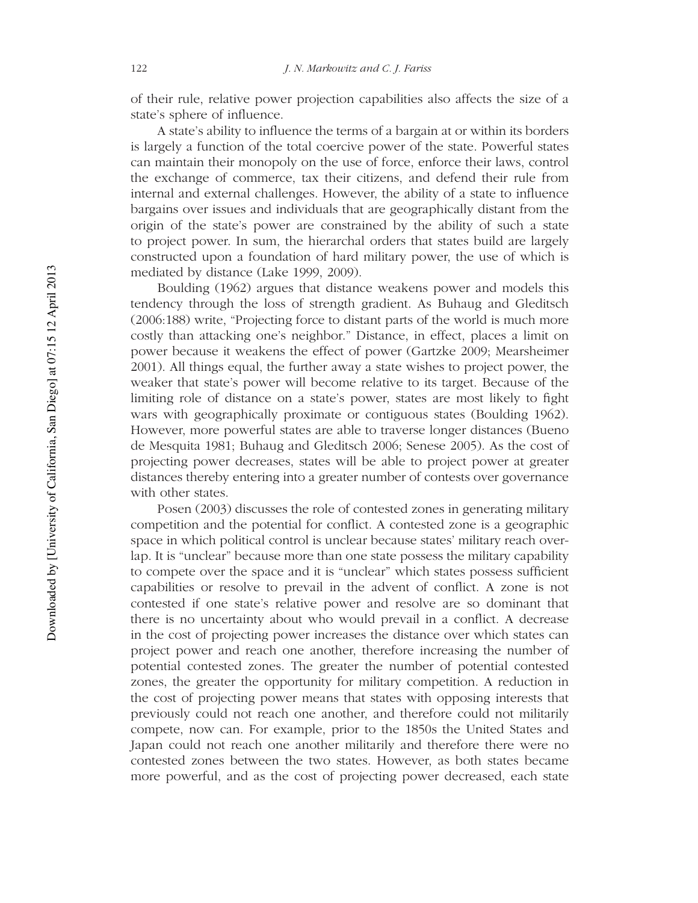of their rule, relative power projection capabilities also affects the size of a state's sphere of influence.

A state's ability to influence the terms of a bargain at or within its borders is largely a function of the total coercive power of the state. Powerful states can maintain their monopoly on the use of force, enforce their laws, control the exchange of commerce, tax their citizens, and defend their rule from internal and external challenges. However, the ability of a state to influence bargains over issues and individuals that are geographically distant from the origin of the state's power are constrained by the ability of such a state to project power. In sum, the hierarchal orders that states build are largely constructed upon a foundation of hard military power, the use of which is mediated by distance (Lake 1999, 2009).

Boulding (1962) argues that distance weakens power and models this tendency through the loss of strength gradient. As Buhaug and Gleditsch (2006:188) write, "Projecting force to distant parts of the world is much more costly than attacking one's neighbor." Distance, in effect, places a limit on power because it weakens the effect of power (Gartzke 2009; Mearsheimer 2001). All things equal, the further away a state wishes to project power, the weaker that state's power will become relative to its target. Because of the limiting role of distance on a state's power, states are most likely to fight wars with geographically proximate or contiguous states (Boulding 1962). However, more powerful states are able to traverse longer distances (Bueno de Mesquita 1981; Buhaug and Gleditsch 2006; Senese 2005). As the cost of projecting power decreases, states will be able to project power at greater distances thereby entering into a greater number of contests over governance with other states.

Posen (2003) discusses the role of contested zones in generating military competition and the potential for conflict. A contested zone is a geographic space in which political control is unclear because states' military reach overlap. It is "unclear" because more than one state possess the military capability to compete over the space and it is "unclear" which states possess sufficient capabilities or resolve to prevail in the advent of conflict. A zone is not contested if one state's relative power and resolve are so dominant that there is no uncertainty about who would prevail in a conflict. A decrease in the cost of projecting power increases the distance over which states can project power and reach one another, therefore increasing the number of potential contested zones. The greater the number of potential contested zones, the greater the opportunity for military competition. A reduction in the cost of projecting power means that states with opposing interests that previously could not reach one another, and therefore could not militarily compete, now can. For example, prior to the 1850s the United States and Japan could not reach one another militarily and therefore there were no contested zones between the two states. However, as both states became more powerful, and as the cost of projecting power decreased, each state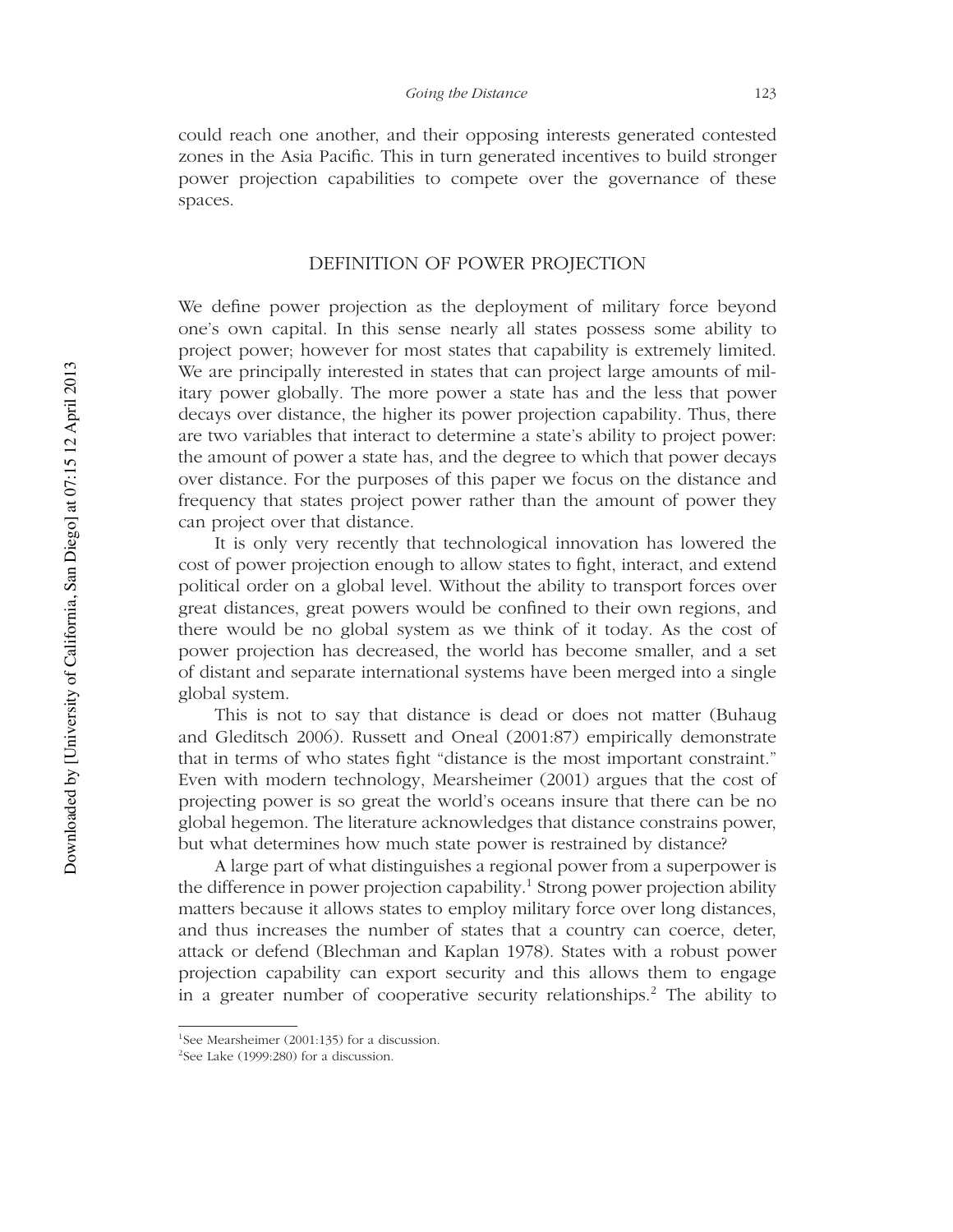could reach one another, and their opposing interests generated contested zones in the Asia Pacific. This in turn generated incentives to build stronger power projection capabilities to compete over the governance of these spaces.

## DEFINITION OF POWER PROJECTION

We define power projection as the deployment of military force beyond one's own capital. In this sense nearly all states possess some ability to project power; however for most states that capability is extremely limited. We are principally interested in states that can project large amounts of military power globally. The more power a state has and the less that power decays over distance, the higher its power projection capability. Thus, there are two variables that interact to determine a state's ability to project power: the amount of power a state has, and the degree to which that power decays over distance. For the purposes of this paper we focus on the distance and frequency that states project power rather than the amount of power they can project over that distance.

It is only very recently that technological innovation has lowered the cost of power projection enough to allow states to fight, interact, and extend political order on a global level. Without the ability to transport forces over great distances, great powers would be confined to their own regions, and there would be no global system as we think of it today. As the cost of power projection has decreased, the world has become smaller, and a set of distant and separate international systems have been merged into a single global system.

This is not to say that distance is dead or does not matter (Buhaug and Gleditsch 2006). Russett and Oneal (2001:87) empirically demonstrate that in terms of who states fight "distance is the most important constraint." Even with modern technology, Mearsheimer (2001) argues that the cost of projecting power is so great the world's oceans insure that there can be no global hegemon. The literature acknowledges that distance constrains power, but what determines how much state power is restrained by distance?

A large part of what distinguishes a regional power from a superpower is the difference in power projection capability.[1] Strong power projection ability matters because it allows states to employ military force over long distances, and thus increases the number of states that a country can coerce, deter, attack or defend (Blechman and Kaplan 1978). States with a robust power projection capability can export security and this allows them to engage in a greater number of cooperative security relationships.[2] The ability to

[1] See Mearsheimer (2001:135) for a discussion.

[2] See Lake (1999:280) for a discussion.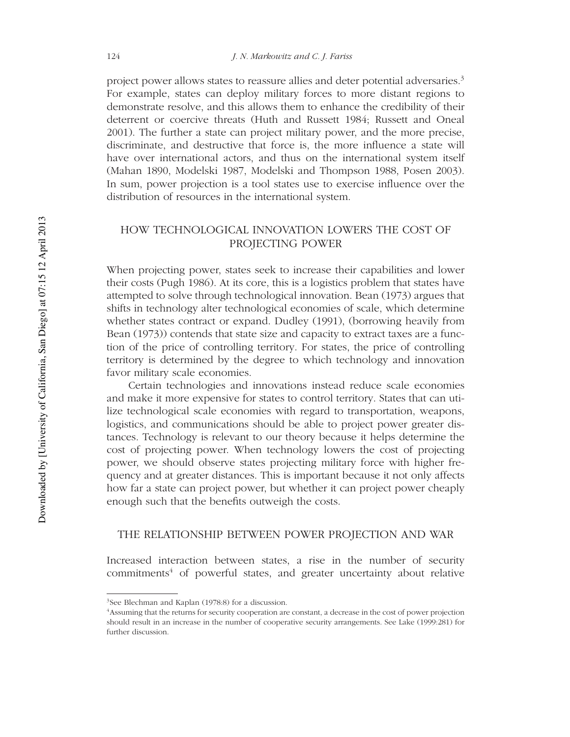project power allows states to reassure allies and deter potential adversaries.[3] For example, states can deploy military forces to more distant regions to demonstrate resolve, and this allows them to enhance the credibility of their deterrent or coercive threats (Huth and Russett 1984; Russett and Oneal 2001). The further a state can project military power, and the more precise, discriminate, and destructive that force is, the more influence a state will have over international actors, and thus on the international system itself (Mahan 1890, Modelski 1987, Modelski and Thompson 1988, Posen 2003). In sum, power projection is a tool states use to exercise influence over the distribution of resources in the international system.

## HOW TECHNOLOGICAL INNOVATION LOWERS THE COST OF PROJECTING POWER

When projecting power, states seek to increase their capabilities and lower their costs (Pugh 1986). At its core, this is a logistics problem that states have attempted to solve through technological innovation. Bean (1973) argues that shifts in technology alter technological economies of scale, which determine whether states contract or expand. Dudley (1991), (borrowing heavily from Bean (1973)) contends that state size and capacity to extract taxes are a function of the price of controlling territory. For states, the price of controlling territory is determined by the degree to which technology and innovation favor military scale economies.

Certain technologies and innovations instead reduce scale economies and make it more expensive for states to control territory. States that can utilize technological scale economies with regard to transportation, weapons, logistics, and communications should be able to project power greater distances. Technology is relevant to our theory because it helps determine the cost of projecting power. When technology lowers the cost of projecting power, we should observe states projecting military force with higher frequency and at greater distances. This is important because it not only affects how far a state can project power, but whether it can project power cheaply enough such that the benefits outweigh the costs.

## THE RELATIONSHIP BETWEEN POWER PROJECTION AND WAR

Increased interaction between states, a rise in the number of security commitments[4] of powerful states, and greater uncertainty about relative

[3] See Blechman and Kaplan (1978:8) for a discussion.

[4] Assuming that the returns for security cooperation are constant, a decrease in the cost of power projection should result in an increase in the number of cooperative security arrangements. See Lake (1999:281) for further discussion.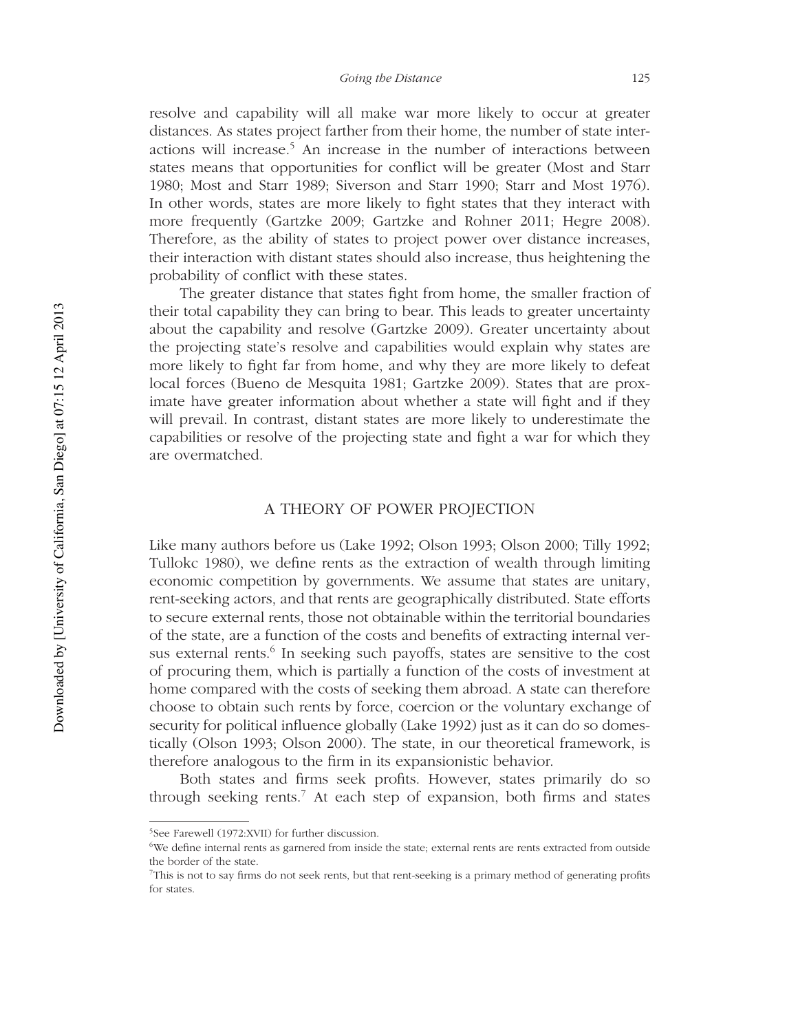resolve and capability will all make war more likely to occur at greater distances. As states project farther from their home, the number of state interactions will increase.[5] An increase in the number of interactions between states means that opportunities for conflict will be greater (Most and Starr 1980; Most and Starr 1989; Siverson and Starr 1990; Starr and Most 1976). In other words, states are more likely to fight states that they interact with more frequently (Gartzke 2009; Gartzke and Rohner 2011; Hegre 2008). Therefore, as the ability of states to project power over distance increases, their interaction with distant states should also increase, thus heightening the probability of conflict with these states.

The greater distance that states fight from home, the smaller fraction of their total capability they can bring to bear. This leads to greater uncertainty about the capability and resolve (Gartzke 2009). Greater uncertainty about the projecting state's resolve and capabilities would explain why states are more likely to fight far from home, and why they are more likely to defeat local forces (Bueno de Mesquita 1981; Gartzke 2009). States that are proximate have greater information about whether a state will fight and if they will prevail. In contrast, distant states are more likely to underestimate the capabilities or resolve of the projecting state and fight a war for which they are overmatched.

## A THEORY OF POWER PROJECTION

Like many authors before us (Lake 1992; Olson 1993; Olson 2000; Tilly 1992; Tullokc 1980), we define rents as the extraction of wealth through limiting economic competition by governments. We assume that states are unitary, rent-seeking actors, and that rents are geographically distributed. State efforts to secure external rents, those not obtainable within the territorial boundaries of the state, are a function of the costs and benefits of extracting internal versus external rents.[6] In seeking such payoffs, states are sensitive to the cost of procuring them, which is partially a function of the costs of investment at home compared with the costs of seeking them abroad. A state can therefore choose to obtain such rents by force, coercion or the voluntary exchange of security for political influence globally (Lake 1992) just as it can do so domestically (Olson 1993; Olson 2000). The state, in our theoretical framework, is therefore analogous to the firm in its expansionistic behavior.

Both states and firms seek profits. However, states primarily do so through seeking rents.[7] At each step of expansion, both firms and states

[5] See Farewell (1972:XVII) for further discussion.

[6] We define internal rents as garnered from inside the state; external rents are rents extracted from outside the border of the state.

[7] This is not to say firms do not seek rents, but that rent-seeking is a primary method of generating profits for states.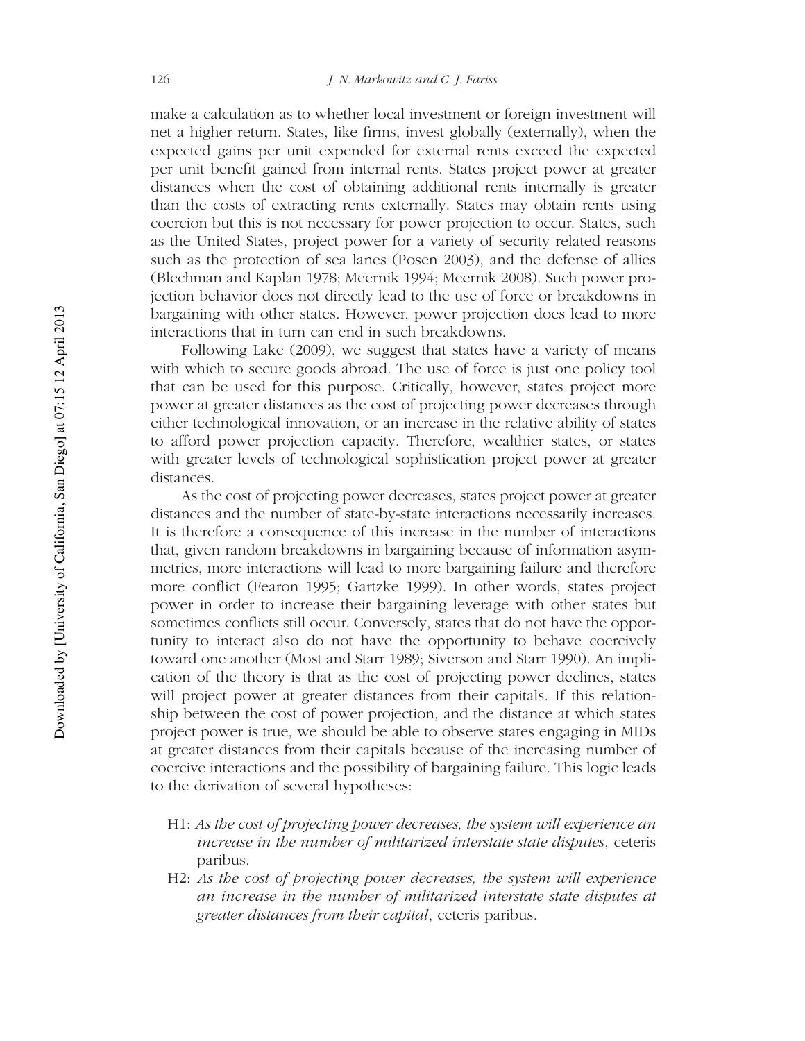make a calculation as to whether local investment or foreign investment will net a higher return. States, like firms, invest globally (externally), when the expected gains per unit expended for external rents exceed the expected per unit benefit gained from internal rents. States project power at greater distances when the cost of obtaining additional rents internally is greater than the costs of extracting rents externally. States may obtain rents using coercion but this is not necessary for power projection to occur. States, such as the United States, project power for a variety of security related reasons such as the protection of sea lanes (Posen 2003), and the defense of allies (Blechman and Kaplan 1978; Meernik 1994; Meernik 2008). Such power projection behavior does not directly lead to the use of force or breakdowns in bargaining with other states. However, power projection does lead to more interactions that in turn can end in such breakdowns.

Following Lake (2009), we suggest that states have a variety of means with which to secure goods abroad. The use of force is just one policy tool that can be used for this purpose. Critically, however, states project more power at greater distances as the cost of projecting power decreases through either technological innovation, or an increase in the relative ability of states to afford power projection capacity. Therefore, wealthier states, or states with greater levels of technological sophistication project power at greater distances.

As the cost of projecting power decreases, states project power at greater distances and the number of state-by-state interactions necessarily increases. It is therefore a consequence of this increase in the number of interactions that, given random breakdowns in bargaining because of information asymmetries, more interactions will lead to more bargaining failure and therefore more conflict (Fearon 1995; Gartzke 1999). In other words, states project power in order to increase their bargaining leverage with other states but sometimes conflicts still occur. Conversely, states that do not have the opportunity to interact also do not have the opportunity to behave coercively toward one another (Most and Starr 1989; Siverson and Starr 1990). An implication of the theory is that as the cost of projecting power declines, states will project power at greater distances from their capitals. If this relationship between the cost of power projection, and the distance at which states project power is true, we should be able to observe states engaging in MIDs at greater distances from their capitals because of the increasing number of coercive interactions and the possibility of bargaining failure. This logic leads to the derivation of several hypotheses:

- H1: *As the cost of projecting power decreases, the system will experience an increase in the number of militarized interstate state disputes*, ceteris paribus.
- H2: *As the cost of projecting power decreases, the system will experience an increase in the number of militarized interstate state disputes at greater distances from their capital*, ceteris paribus.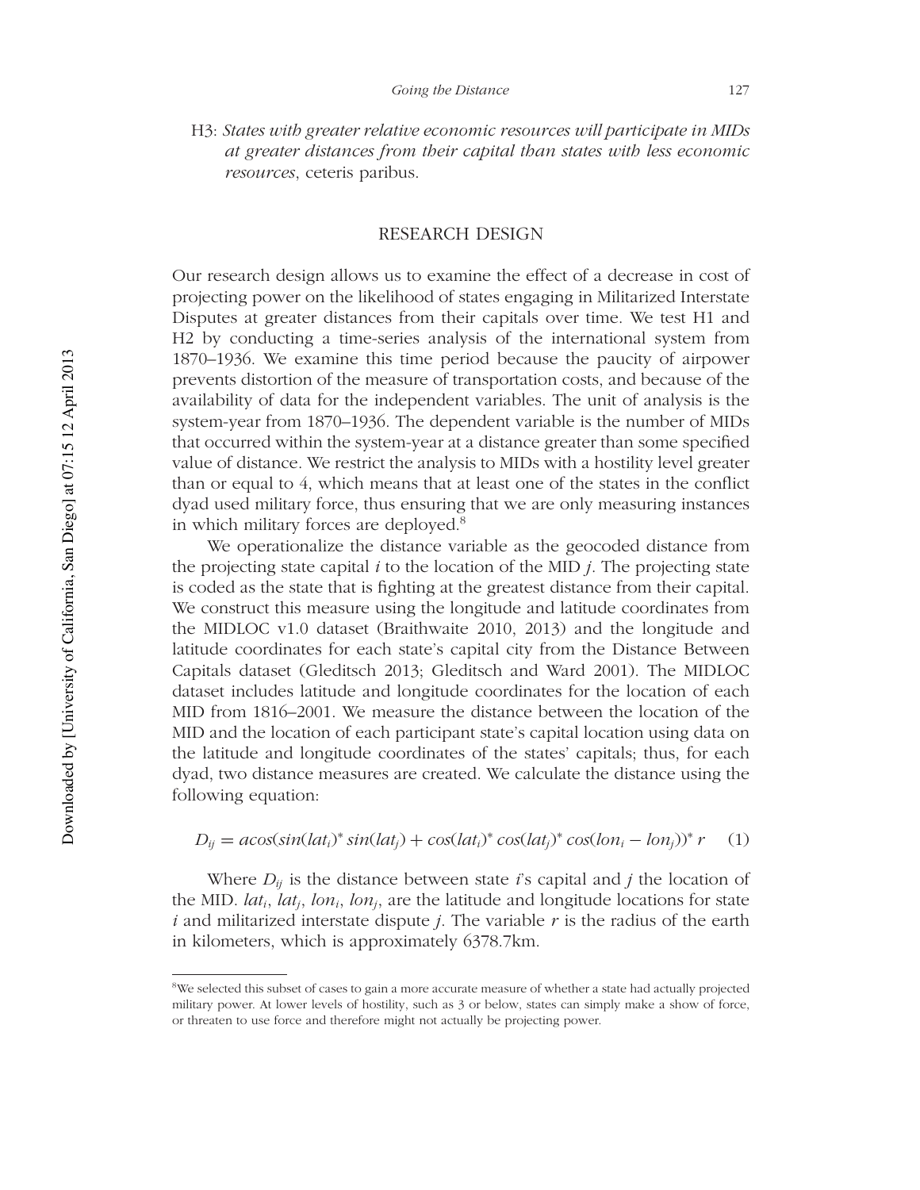H3: *States with greater relative economic resources will participate in MIDs at greater distances from their capital than states with less economic resources*, ceteris paribus.

## RESEARCH DESIGN

Our research design allows us to examine the effect of a decrease in cost of projecting power on the likelihood of states engaging in Militarized Interstate Disputes at greater distances from their capitals over time. We test H1 and H2 by conducting a time-series analysis of the international system from 1870–1936. We examine this time period because the paucity of airpower prevents distortion of the measure of transportation costs, and because of the availability of data for the independent variables. The unit of analysis is the system-year from 1870–1936. The dependent variable is the number of MIDs that occurred within the system-year at a distance greater than some specified value of distance. We restrict the analysis to MIDs with a hostility level greater than or equal to 4, which means that at least one of the states in the conflict dyad used military force, thus ensuring that we are only measuring instances in which military forces are deployed.[8]

We operationalize the distance variable as the geocoded distance from the projecting state capital $i$ to the location of the MID $j$. The projecting state is coded as the state that is fighting at the greatest distance from their capital. We construct this measure using the longitude and latitude coordinates from the MIDLOC v1.0 dataset (Braithwaite 2010, 2013) and the longitude and latitude coordinates for each state's capital city from the Distance Between Capitals dataset (Gleditsch 2013; Gleditsch and Ward 2001). The MIDLOC dataset includes latitude and longitude coordinates for the location of each MID from 1816–2001. We measure the distance between the location of the MID and the location of each participant state's capital location using data on the latitude and longitude coordinates of the states' capitals; thus, for each dyad, two distance measures are created. We calculate the distance using the following equation:

$$D_{ij} = acos(sin(lat_i)^* sin(lat_j) + cos(lat_i)^* cos(lat_j)^* cos(lon_i - lon_j))^* r \quad (1)$$

Where $D_{ij}$ is the distance between state $i$'s capital and $j$ the location of the MID. $lat_i$, $lat_j$, $lon_i$, $lon_j$, are the latitude and longitude locations for state $i$ and militarized interstate dispute $j$. The variable $r$ is the radius of the earth in kilometers, which is approximately 6378.7km.

---

[8] We selected this subset of cases to gain a more accurate measure of whether a state had actually projected military power. At lower levels of hostility, such as 3 or below, states can simply make a show of force, or threaten to use force and therefore might not actually be projecting power.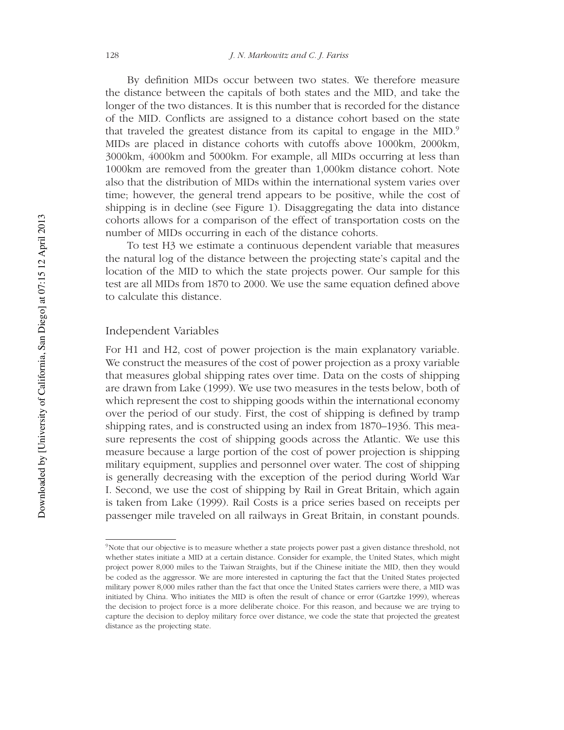By definition MIDs occur between two states. We therefore measure the distance between the capitals of both states and the MID, and take the longer of the two distances. It is this number that is recorded for the distance of the MID. Conflicts are assigned to a distance cohort based on the state that traveled the greatest distance from its capital to engage in the MID.[9] MIDs are placed in distance cohorts with cutoffs above 1000km, 2000km, 3000km, 4000km and 5000km. For example, all MIDs occurring at less than 1000km are removed from the greater than 1,000km distance cohort. Note also that the distribution of MIDs within the international system varies over time; however, the general trend appears to be positive, while the cost of shipping is in decline (see Figure 1). Disaggregating the data into distance cohorts allows for a comparison of the effect of transportation costs on the number of MIDs occurring in each of the distance cohorts.

To test H3 we estimate a continuous dependent variable that measures the natural log of the distance between the projecting state's capital and the location of the MID to which the state projects power. Our sample for this test are all MIDs from 1870 to 2000. We use the same equation defined above to calculate this distance.

## Independent Variables

For H1 and H2, cost of power projection is the main explanatory variable. We construct the measures of the cost of power projection as a proxy variable that measures global shipping rates over time. Data on the costs of shipping are drawn from Lake (1999). We use two measures in the tests below, both of which represent the cost to shipping goods within the international economy over the period of our study. First, the cost of shipping is defined by tramp shipping rates, and is constructed using an index from 1870–1936. This measure represents the cost of shipping goods across the Atlantic. We use this measure because a large portion of the cost of power projection is shipping military equipment, supplies and personnel over water. The cost of shipping is generally decreasing with the exception of the period during World War I. Second, we use the cost of shipping by Rail in Great Britain, which again is taken from Lake (1999). Rail Costs is a price series based on receipts per passenger mile traveled on all railways in Great Britain, in constant pounds.

---

[9] Note that our objective is to measure whether a state projects power past a given distance threshold, not whether states initiate a MID at a certain distance. Consider for example, the United States, which might project power 8,000 miles to the Taiwan Straights, but if the Chinese initiate the MID, then they would be coded as the aggressor. We are more interested in capturing the fact that the United States projected military power 8,000 miles rather than the fact that once the United States carriers were there, a MID was initiated by China. Who initiates the MID is often the result of chance or error (Gartzke 1999), whereas the decision to project force is a more deliberate choice. For this reason, and because we are trying to capture the decision to deploy military force over distance, we code the state that projected the greatest distance as the projecting state.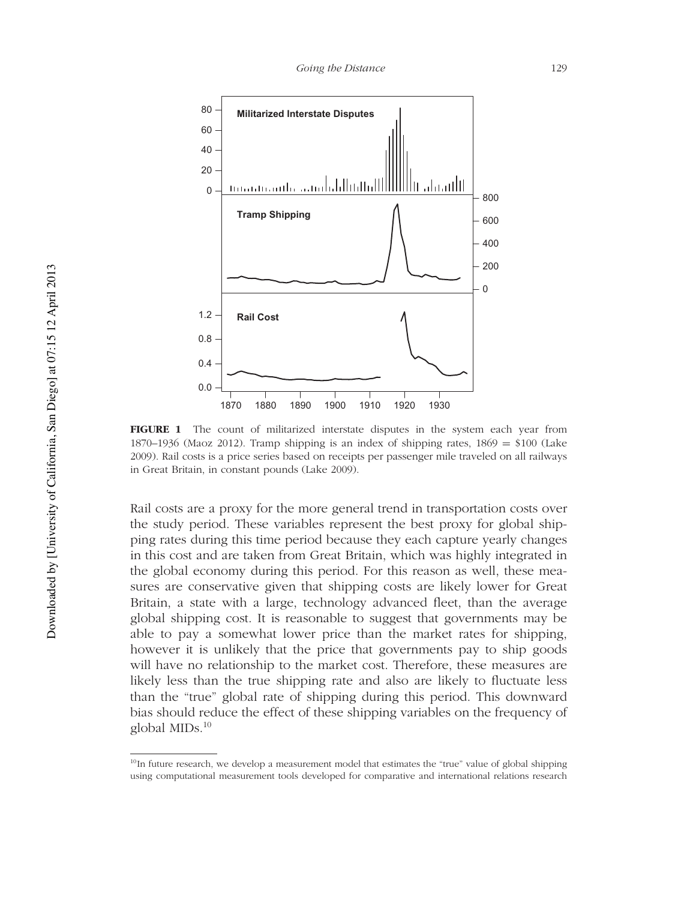**FIGURE 1** The count of militarized interstate disputes in the system each year from 1870–1936 (Maoz 2012). Tramp shipping is an index of shipping rates, 1869 = \$100 (Lake 2009). Rail costs is a price series based on receipts per passenger mile traveled on all railways in Great Britain, in constant pounds (Lake 2009).

Rail costs are a proxy for the more general trend in transportation costs over the study period. These variables represent the best proxy for global shipping rates during this time period because they each capture yearly changes in this cost and are taken from Great Britain, which was highly integrated in the global economy during this period. For this reason as well, these measures are conservative given that shipping costs are likely lower for Great Britain, a state with a large, technology advanced fleet, than the average global shipping cost. It is reasonable to suggest that governments may be able to pay a somewhat lower price than the market rates for shipping, however it is unlikely that the price that governments pay to ship goods will have no relationship to the market cost. Therefore, these measures are likely less than the true shipping rate and also are likely to fluctuate less than the "true" global rate of shipping during this period. This downward bias should reduce the effect of these shipping variables on the frequency of global MIDs.[10]

[10]In future research, we develop a measurement model that estimates the "true" value of global shipping using computational measurement tools developed for comparative and international relations research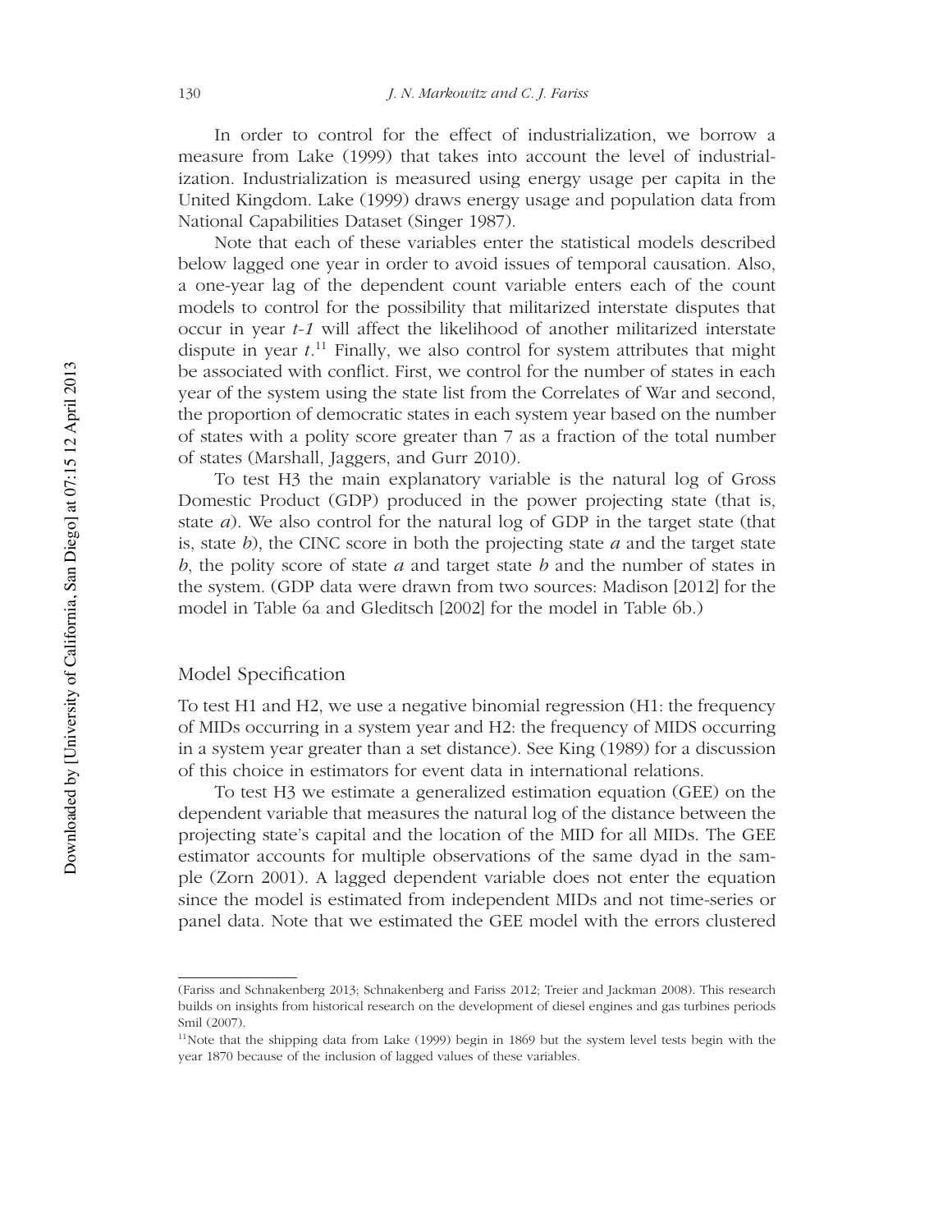In order to control for the effect of industrialization, we borrow a measure from Lake (1999) that takes into account the level of industrialization. Industrialization is measured using energy usage per capita in the United Kingdom. Lake (1999) draws energy usage and population data from National Capabilities Dataset (Singer 1987).

Note that each of these variables enter the statistical models described below lagged one year in order to avoid issues of temporal causation. Also, a one-year lag of the dependent count variable enters each of the count models to control for the possibility that militarized interstate disputes that occur in year *t-1* will affect the likelihood of another militarized interstate dispute in year *t*.[11] Finally, we also control for system attributes that might be associated with conflict. First, we control for the number of states in each year of the system using the state list from the Correlates of War and second, the proportion of democratic states in each system year based on the number of states with a polity score greater than 7 as a fraction of the total number of states (Marshall, Jaggers, and Gurr 2010).

To test H3 the main explanatory variable is the natural log of Gross Domestic Product (GDP) produced in the power projecting state (that is, state *a*). We also control for the natural log of GDP in the target state (that is, state *b*), the CINC score in both the projecting state *a* and the target state *b*, the polity score of state *a* and target state *b* and the number of states in the system. (GDP data were drawn from two sources: Madison [2012] for the model in Table 6a and Gleditsch [2002] for the model in Table 6b.)

## Model Specification

To test H1 and H2, we use a negative binomial regression (H1: the frequency of MIDs occurring in a system year and H2: the frequency of MIDS occurring in a system year greater than a set distance). See King (1989) for a discussion of this choice in estimators for event data in international relations.

To test H3 we estimate a generalized estimation equation (GEE) on the dependent variable that measures the natural log of the distance between the projecting state's capital and the location of the MID for all MIDs. The GEE estimator accounts for multiple observations of the same dyad in the sample (Zorn 2001). A lagged dependent variable does not enter the equation since the model is estimated from independent MIDs and not time-series or panel data. Note that we estimated the GEE model with the errors clustered

---

(Fariss and Schnakenberg 2013; Schnakenberg and Fariss 2012; Treier and Jackman 2008). This research builds on insights from historical research on the development of diesel engines and gas turbines periods Smil (2007).

[11] Note that the shipping data from Lake (1999) begin in 1869 but the system level tests begin with the year 1870 because of the inclusion of lagged values of these variables.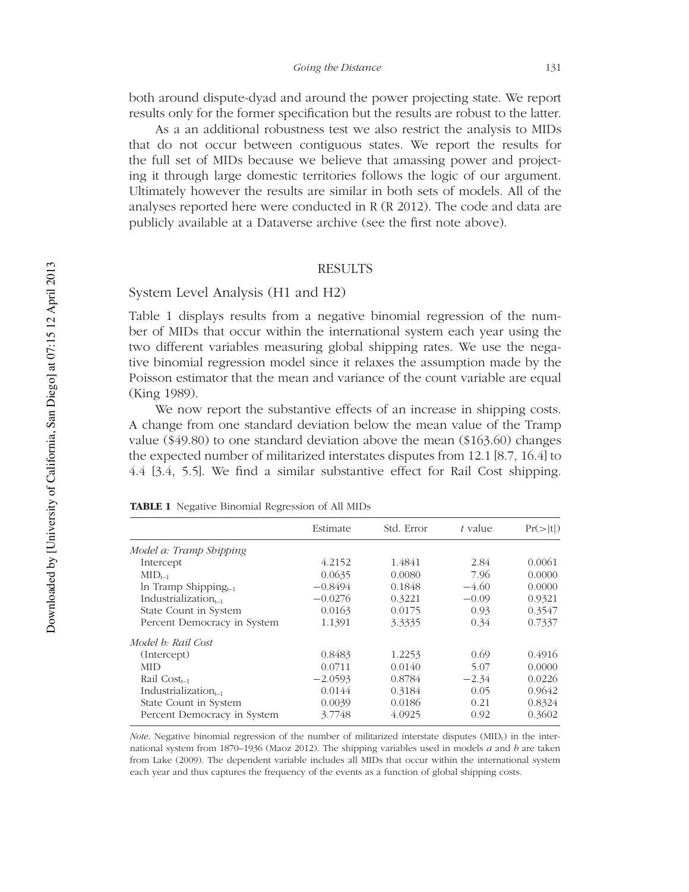both around dispute-dyad and around the power projecting state. We report results only for the former specification but the results are robust to the latter.

As a an additional robustness test we also restrict the analysis to MIDs that do not occur between contiguous states. We report the results for the full set of MIDs because we believe that amassing power and projecting it through large domestic territories follows the logic of our argument. Ultimately however the results are similar in both sets of models. All of the analyses reported here were conducted in R (R 2012). The code and data are publicly available at a Dataverse archive (see the first note above).

## RESULTS

### System Level Analysis (H1 and H2)

Table 1 displays results from a negative binomial regression of the number of MIDs that occur within the international system each year using the two different variables measuring global shipping rates. We use the negative binomial regression model since it relaxes the assumption made by the Poisson estimator that the mean and variance of the count variable are equal (King 1989).

We now report the substantive effects of an increase in shipping costs. A change from one standard deviation below the mean value of the Tramp value ($49.80) to one standard deviation above the mean ($163.60) changes the expected number of militarized interstates disputes from 12.1 [8.7, 16.4] to 4.4 [3.4, 5.5]. We find a similar substantive effect for Rail Cost shipping.

**TABLE 1** Negative Binomial Regression of All MIDs

| | Estimate | Std. Error | *t* value | Pr(>\|t\|) |
|---|---|---|---|---|
| *Model a: Tramp Shipping* | | | | |
| Intercept | 4.2152 | 1.4841 | 2.84 | 0.0061 |
| $MID_{t-1}$ | 0.0635 | 0.0080 | 7.96 | 0.0000 |
| ln Tramp $Shipping_{t-1}$ | −0.8494 | 0.1848 | −4.60 | 0.0000 |
| $Industrialization_{t-1}$ | −0.0276 | 0.3221 | −0.09 | 0.9321 |
| State Count in System | 0.0163 | 0.0175 | 0.93 | 0.3547 |
| Percent Democracy in System | 1.1391 | 3.3335 | 0.34 | 0.7337 |
| *Model b: Rail Cost* | | | | |
| (Intercept) | 0.8483 | 1.2253 | 0.69 | 0.4916 |
| MID | 0.0711 | 0.0140 | 5.07 | 0.0000 |
| Rail $Cost_{t-1}$ | −2.0593 | 0.8784 | −2.34 | 0.0226 |
| $Industrialization_{t-1}$ | 0.0144 | 0.3184 | 0.05 | 0.9642 |
| State Count in System | 0.0039 | 0.0186 | 0.21 | 0.8324 |
| Percent Democracy in System | 3.7748 | 4.0925 | 0.92 | 0.3602 |

*Note*. Negative binomial regression of the number of militarized interstate disputes ($MID_t$) in the international system from 1870–1936 (Maoz 2012). The shipping variables used in models *a* and *b* are taken from Lake (2009). The dependent variable includes all MIDs that occur within the international system each year and thus captures the frequency of the events as a function of global shipping costs.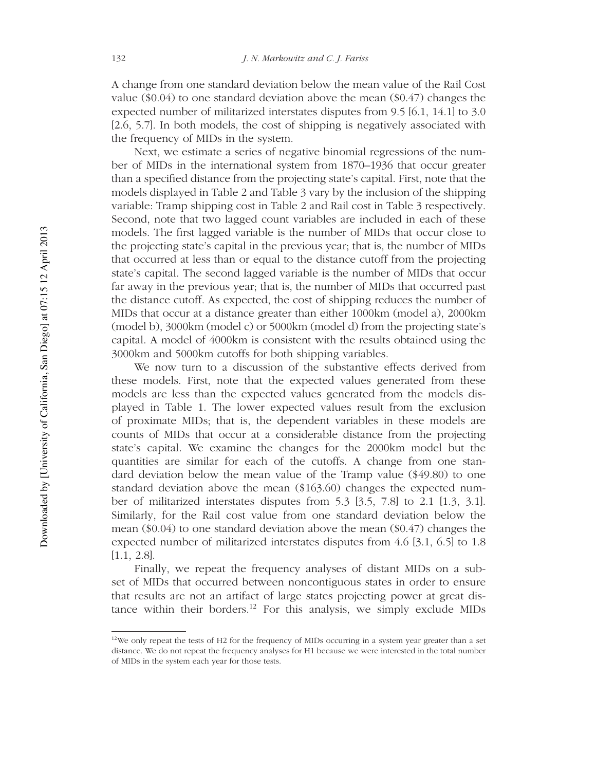A change from one standard deviation below the mean value of the Rail Cost value ($0.04) to one standard deviation above the mean ($0.47) changes the expected number of militarized interstates disputes from 9.5 [6.1, 14.1] to 3.0 [2.6, 5.7]. In both models, the cost of shipping is negatively associated with the frequency of MIDs in the system.

Next, we estimate a series of negative binomial regressions of the number of MIDs in the international system from 1870–1936 that occur greater than a specified distance from the projecting state's capital. First, note that the models displayed in Table 2 and Table 3 vary by the inclusion of the shipping variable: Tramp shipping cost in Table 2 and Rail cost in Table 3 respectively. Second, note that two lagged count variables are included in each of these models. The first lagged variable is the number of MIDs that occur close to the projecting state's capital in the previous year; that is, the number of MIDs that occurred at less than or equal to the distance cutoff from the projecting state's capital. The second lagged variable is the number of MIDs that occur far away in the previous year; that is, the number of MIDs that occurred past the distance cutoff. As expected, the cost of shipping reduces the number of MIDs that occur at a distance greater than either 1000km (model a), 2000km (model b), 3000km (model c) or 5000km (model d) from the projecting state's capital. A model of 4000km is consistent with the results obtained using the 3000km and 5000km cutoffs for both shipping variables.

We now turn to a discussion of the substantive effects derived from these models. First, note that the expected values generated from these models are less than the expected values generated from the models displayed in Table 1. The lower expected values result from the exclusion of proximate MIDs; that is, the dependent variables in these models are counts of MIDs that occur at a considerable distance from the projecting state's capital. We examine the changes for the 2000km model but the quantities are similar for each of the cutoffs. A change from one standard deviation below the mean value of the Tramp value ($49.80) to one standard deviation above the mean ($163.60) changes the expected number of militarized interstates disputes from 5.3 [3.5, 7.8] to 2.1 [1.3, 3.1]. Similarly, for the Rail cost value from one standard deviation below the mean ($0.04) to one standard deviation above the mean ($0.47) changes the expected number of militarized interstates disputes from 4.6 [3.1, 6.5] to 1.8 [1.1, 2.8].

Finally, we repeat the frequency analyses of distant MIDs on a subset of MIDs that occurred between noncontiguous states in order to ensure that results are not an artifact of large states projecting power at great distance within their borders.[12] For this analysis, we simply exclude MIDs

[12]We only repeat the tests of H2 for the frequency of MIDs occurring in a system year greater than a set distance. We do not repeat the frequency analyses for H1 because we were interested in the total number of MIDs in the system each year for those tests.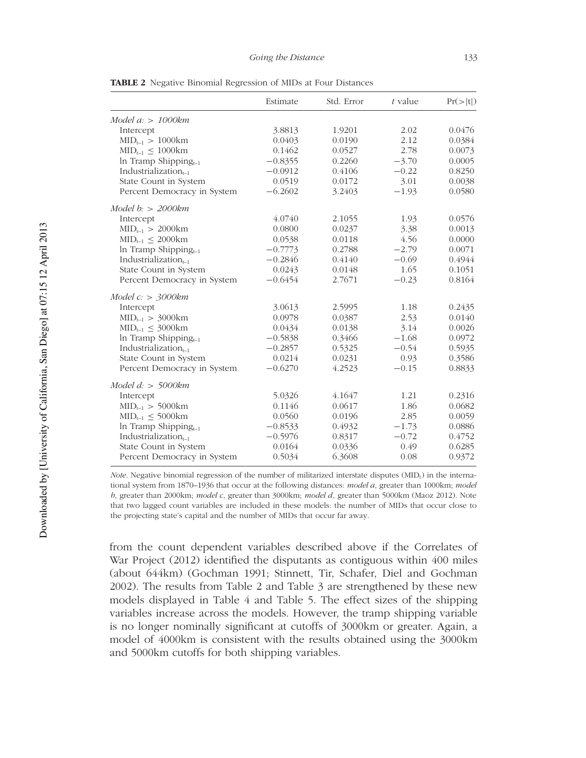**TABLE 2** Negative Binomial Regression of MIDs at Four Distances

| | Estimate | Std. Error | *t* value | Pr(>\|t\|) |
|---|---|---|---|---|
| *Model a: > 1000km* | | | | |
| Intercept | 3.8813 | 1.9201 | 2.02 | 0.0476 |
| $MID_{t-1} > 1000$km | 0.0403 | 0.0190 | 2.12 | 0.0384 |
| $MID_{t-1} \leq 1000$km | 0.1462 | 0.0527 | 2.78 | 0.0073 |
| ln Tramp $Shipping_{t-1}$ | −0.8355 | 0.2260 | −3.70 | 0.0005 |
| $Industrialization_{t-1}$ | −0.0912 | 0.4106 | −0.22 | 0.8250 |
| State Count in System | 0.0519 | 0.0172 | 3.01 | 0.0038 |
| Percent Democracy in System | −6.2602 | 3.2403 | −1.93 | 0.0580 |
| *Model b: > 2000km* | | | | |
| Intercept | 4.0740 | 2.1055 | 1.93 | 0.0576 |
| $MID_{t-1} > 2000$km | 0.0800 | 0.0237 | 3.38 | 0.0013 |
| $MID_{t-1} \leq 2000$km | 0.0538 | 0.0118 | 4.56 | 0.0000 |
| ln Tramp $Shipping_{t-1}$ | −0.7773 | 0.2788 | −2.79 | 0.0071 |
| $Industrialization_{t-1}$ | −0.2846 | 0.4140 | −0.69 | 0.4944 |
| State Count in System | 0.0243 | 0.0148 | 1.65 | 0.1051 |
| Percent Democracy in System | −0.6454 | 2.7671 | −0.23 | 0.8164 |
| *Model c: > 3000km* | | | | |
| Intercept | 3.0613 | 2.5995 | 1.18 | 0.2435 |
| $MID_{t-1} > 3000$km | 0.0978 | 0.0387 | 2.53 | 0.0140 |
| $MID_{t-1} \leq 3000$km | 0.0434 | 0.0138 | 3.14 | 0.0026 |
| ln Tramp $Shipping_{t-1}$ | −0.5838 | 0.3466 | −1.68 | 0.0972 |
| $Industrialization_{t-1}$ | −0.2857 | 0.5325 | −0.54 | 0.5935 |
| State Count in System | 0.0214 | 0.0231 | 0.93 | 0.3586 |
| Percent Democracy in System | −0.6270 | 4.2523 | −0.15 | 0.8833 |
| *Model d: > 5000km* | | | | |
| Intercept | 5.0326 | 4.1647 | 1.21 | 0.2316 |
| $MID_{t-1} > 5000$km | 0.1146 | 0.0617 | 1.86 | 0.0682 |
| $MID_{t-1} \leq 5000$km | 0.0560 | 0.0196 | 2.85 | 0.0059 |
| ln Tramp $Shipping_{t-1}$ | −0.8533 | 0.4932 | −1.73 | 0.0886 |
| $Industrialization_{t-1}$ | −0.5976 | 0.8317 | −0.72 | 0.4752 |
| State Count in System | 0.0164 | 0.0336 | 0.49 | 0.6285 |
| Percent Democracy in System | 0.5034 | 6.3608 | 0.08 | 0.9372 |

*Note*. Negative binomial regression of the number of militarized interstate disputes ($MID_t$) in the international system from 1870–1936 that occur at the following distances: *model a*, greater than 1000km; *model b*, greater than 2000km; *model c*, greater than 3000km; *model d*, greater than 5000km (Maoz 2012). Note that two lagged count variables are included in these models: the number of MIDs that occur close to the projecting state's capital and the number of MIDs that occur far away.

from the count dependent variables described above if the Correlates of War Project (2012) identified the disputants as contiguous within 400 miles (about 644km) (Gochman 1991; Stinnett, Tir, Schafer, Diel and Gochman 2002). The results from Table 2 and Table 3 are strengthened by these new models displayed in Table 4 and Table 5. The effect sizes of the shipping variables increase across the models. However, the tramp shipping variable is no longer nominally significant at cutoffs of 3000km or greater. Again, a model of 4000km is consistent with the results obtained using the 3000km and 5000km cutoffs for both shipping variables.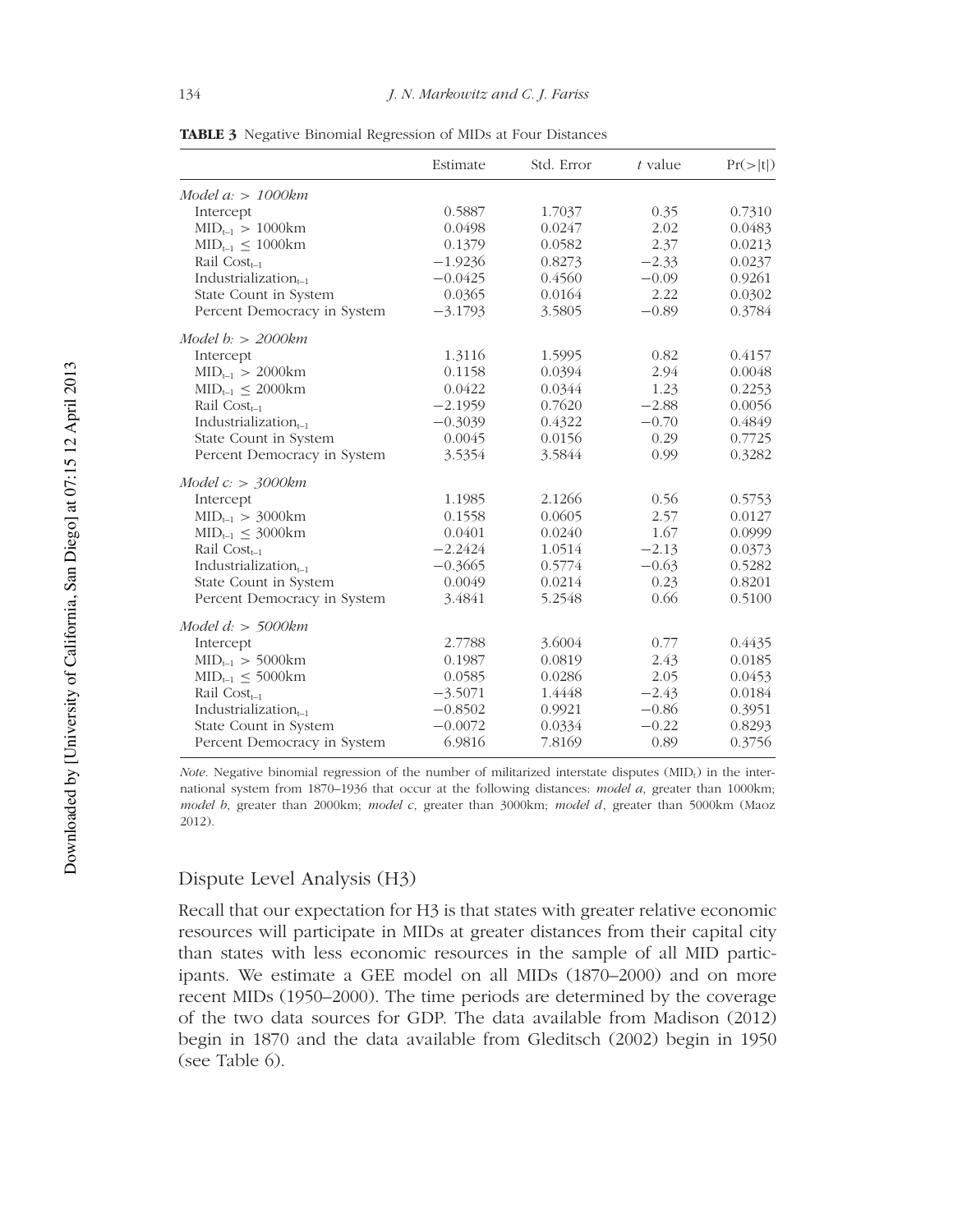**TABLE 3** Negative Binomial Regression of MIDs at Four Distances

| | Estimate | Std. Error | *t* value | Pr(>\|t\|) |
|---|---|---|---|---|
| *Model a: > 1000km* | | | | |
| Intercept | 0.5887 | 1.7037 | 0.35 | 0.7310 |
| $MID_{t-1}$ > 1000km | 0.0498 | 0.0247 | 2.02 | 0.0483 |
| $MID_{t-1}$ ≤ 1000km | 0.1379 | 0.0582 | 2.37 | 0.0213 |
| Rail $Cost_{t-1}$ | −1.9236 | 0.8273 | −2.33 | 0.0237 |
| $Industrialization_{t-1}$ | −0.0425 | 0.4560 | −0.09 | 0.9261 |
| State Count in System | 0.0365 | 0.0164 | 2.22 | 0.0302 |
| Percent Democracy in System | −3.1793 | 3.5805 | −0.89 | 0.3784 |
| *Model b: > 2000km* | | | | |
| Intercept | 1.3116 | 1.5995 | 0.82 | 0.4157 |
| $MID_{t-1}$ > 2000km | 0.1158 | 0.0394 | 2.94 | 0.0048 |
| $MID_{t-1}$ ≤ 2000km | 0.0422 | 0.0344 | 1.23 | 0.2253 |
| Rail $Cost_{t-1}$ | −2.1959 | 0.7620 | −2.88 | 0.0056 |
| $Industrialization_{t-1}$ | −0.3039 | 0.4322 | −0.70 | 0.4849 |
| State Count in System | 0.0045 | 0.0156 | 0.29 | 0.7725 |
| Percent Democracy in System | 3.5354 | 3.5844 | 0.99 | 0.3282 |
| *Model c: > 3000km* | | | | |
| Intercept | 1.1985 | 2.1266 | 0.56 | 0.5753 |
| $MID_{t-1}$ > 3000km | 0.1558 | 0.0605 | 2.57 | 0.0127 |
| $MID_{t-1}$ ≤ 3000km | 0.0401 | 0.0240 | 1.67 | 0.0999 |
| Rail $Cost_{t-1}$ | −2.2424 | 1.0514 | −2.13 | 0.0373 |
| $Industrialization_{t-1}$ | −0.3665 | 0.5774 | −0.63 | 0.5282 |
| State Count in System | 0.0049 | 0.0214 | 0.23 | 0.8201 |
| Percent Democracy in System | 3.4841 | 5.2548 | 0.66 | 0.5100 |
| *Model d: > 5000km* | | | | |
| Intercept | 2.7788 | 3.6004 | 0.77 | 0.4435 |
| $MID_{t-1}$ > 5000km | 0.1987 | 0.0819 | 2.43 | 0.0185 |
| $MID_{t-1}$ ≤ 5000km | 0.0585 | 0.0286 | 2.05 | 0.0453 |
| Rail $Cost_{t-1}$ | −3.5071 | 1.4448 | −2.43 | 0.0184 |
| $Industrialization_{t-1}$ | −0.8502 | 0.9921 | −0.86 | 0.3951 |
| State Count in System | −0.0072 | 0.0334 | −0.22 | 0.8293 |
| Percent Democracy in System | 6.9816 | 7.8169 | 0.89 | 0.3756 |

*Note*. Negative binomial regression of the number of militarized interstate disputes ($MID_t$) in the international system from 1870–1936 that occur at the following distances: *model a*, greater than 1000km; *model b*, greater than 2000km; *model c*, greater than 3000km; *model d*, greater than 5000km (Maoz 2012).

## Dispute Level Analysis (H3)

Recall that our expectation for H3 is that states with greater relative economic resources will participate in MIDs at greater distances from their capital city than states with less economic resources in the sample of all MID participants. We estimate a GEE model on all MIDs (1870–2000) and on more recent MIDs (1950–2000). The time periods are determined by the coverage of the two data sources for GDP. The data available from Madison (2012) begin in 1870 and the data available from Gleditsch (2002) begin in 1950 (see Table 6).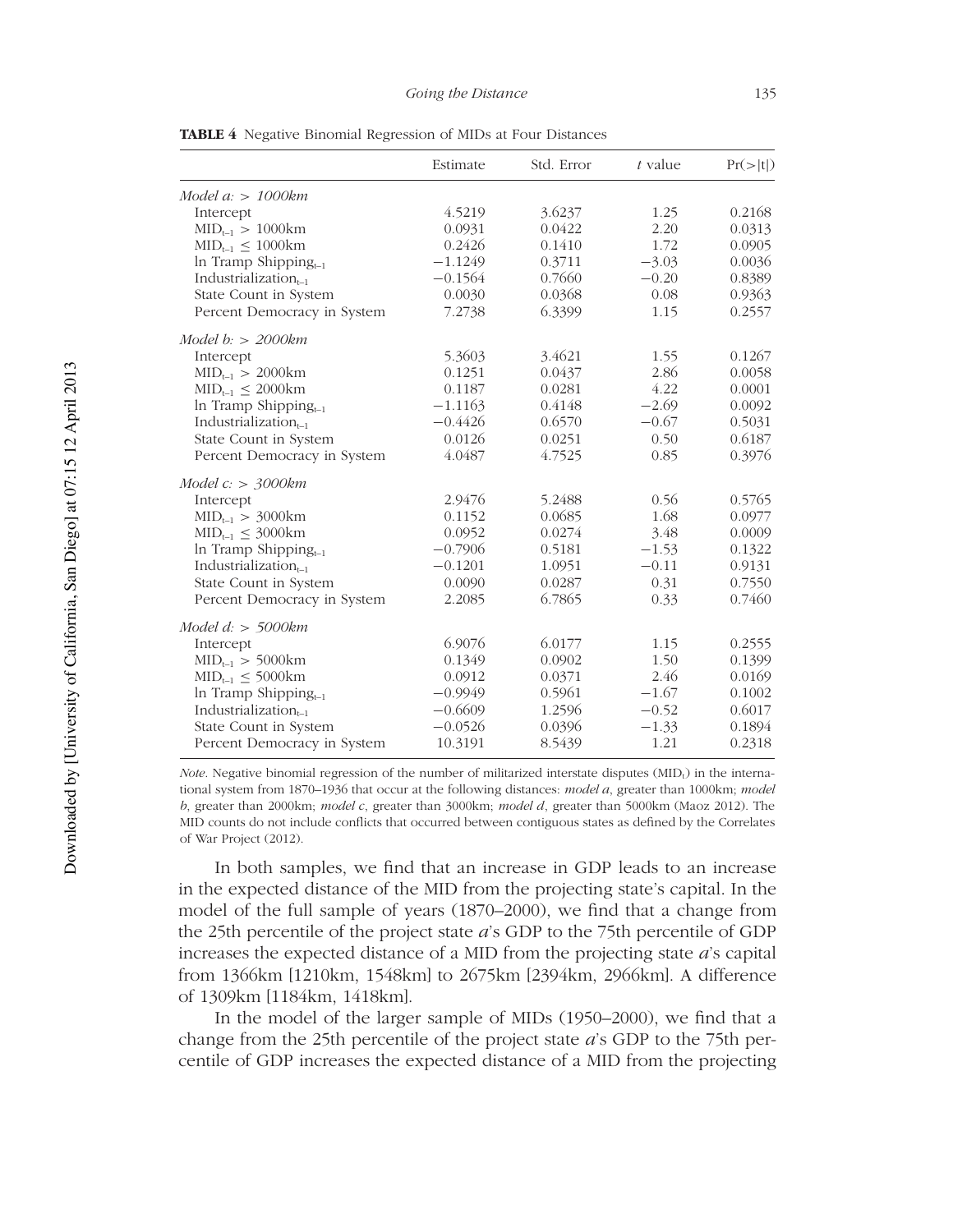**TABLE 4** Negative Binomial Regression of MIDs at Four Distances

| | Estimate | Std. Error | *t* value | Pr(>\|t\|) |
|---|---|---|---|---|
| *Model a: > 1000km* | | | | |
| Intercept | 4.5219 | 3.6237 | 1.25 | 0.2168 |
| $MID_{t-1}$ > 1000km | 0.0931 | 0.0422 | 2.20 | 0.0313 |
| $MID_{t-1}$ ≤ 1000km | 0.2426 | 0.1410 | 1.72 | 0.0905 |
| ln Tramp $Shipping_{t-1}$ | −1.1249 | 0.3711 | −3.03 | 0.0036 |
| $Industrialization_{t-1}$ | −0.1564 | 0.7660 | −0.20 | 0.8389 |
| State Count in System | 0.0030 | 0.0368 | 0.08 | 0.9363 |
| Percent Democracy in System | 7.2738 | 6.3399 | 1.15 | 0.2557 |
| *Model b: > 2000km* | | | | |
| Intercept | 5.3603 | 3.4621 | 1.55 | 0.1267 |
| $MID_{t-1}$ > 2000km | 0.1251 | 0.0437 | 2.86 | 0.0058 |
| $MID_{t-1}$ ≤ 2000km | 0.1187 | 0.0281 | 4.22 | 0.0001 |
| ln Tramp $Shipping_{t-1}$ | −1.1163 | 0.4148 | −2.69 | 0.0092 |
| $Industrialization_{t-1}$ | −0.4426 | 0.6570 | −0.67 | 0.5031 |
| State Count in System | 0.0126 | 0.0251 | 0.50 | 0.6187 |
| Percent Democracy in System | 4.0487 | 4.7525 | 0.85 | 0.3976 |
| *Model c: > 3000km* | | | | |
| Intercept | 2.9476 | 5.2488 | 0.56 | 0.5765 |
| $MID_{t-1}$ > 3000km | 0.1152 | 0.0685 | 1.68 | 0.0977 |
| $MID_{t-1}$ ≤ 3000km | 0.0952 | 0.0274 | 3.48 | 0.0009 |
| ln Tramp $Shipping_{t-1}$ | −0.7906 | 0.5181 | −1.53 | 0.1322 |
| $Industrialization_{t-1}$ | −0.1201 | 1.0951 | −0.11 | 0.9131 |
| State Count in System | 0.0090 | 0.0287 | 0.31 | 0.7550 |
| Percent Democracy in System | 2.2085 | 6.7865 | 0.33 | 0.7460 |
| *Model d: > 5000km* | | | | |
| Intercept | 6.9076 | 6.0177 | 1.15 | 0.2555 |
| $MID_{t-1}$ > 5000km | 0.1349 | 0.0902 | 1.50 | 0.1399 |
| $MID_{t-1}$ ≤ 5000km | 0.0912 | 0.0371 | 2.46 | 0.0169 |
| ln Tramp $Shipping_{t-1}$ | −0.9949 | 0.5961 | −1.67 | 0.1002 |
| $Industrialization_{t-1}$ | −0.6609 | 1.2596 | −0.52 | 0.6017 |
| State Count in System | −0.0526 | 0.0396 | −1.33 | 0.1894 |
| Percent Democracy in System | 10.3191 | 8.5439 | 1.21 | 0.2318 |

*Note*. Negative binomial regression of the number of militarized interstate disputes ($MID_t$) in the international system from 1870–1936 that occur at the following distances: *model a*, greater than 1000km; *model b*, greater than 2000km; *model c*, greater than 3000km; *model d*, greater than 5000km (Maoz 2012). The MID counts do not include conflicts that occurred between contiguous states as defined by the Correlates of War Project (2012).

In both samples, we find that an increase in GDP leads to an increase in the expected distance of the MID from the projecting state's capital. In the model of the full sample of years (1870–2000), we find that a change from the 25th percentile of the project state *a*'s GDP to the 75th percentile of GDP increases the expected distance of a MID from the projecting state *a*'s capital from 1366km [1210km, 1548km] to 2675km [2394km, 2966km]. A difference of 1309km [1184km, 1418km].

In the model of the larger sample of MIDs (1950–2000), we find that a change from the 25th percentile of the project state *a*'s GDP to the 75th percentile of GDP increases the expected distance of a MID from the projecting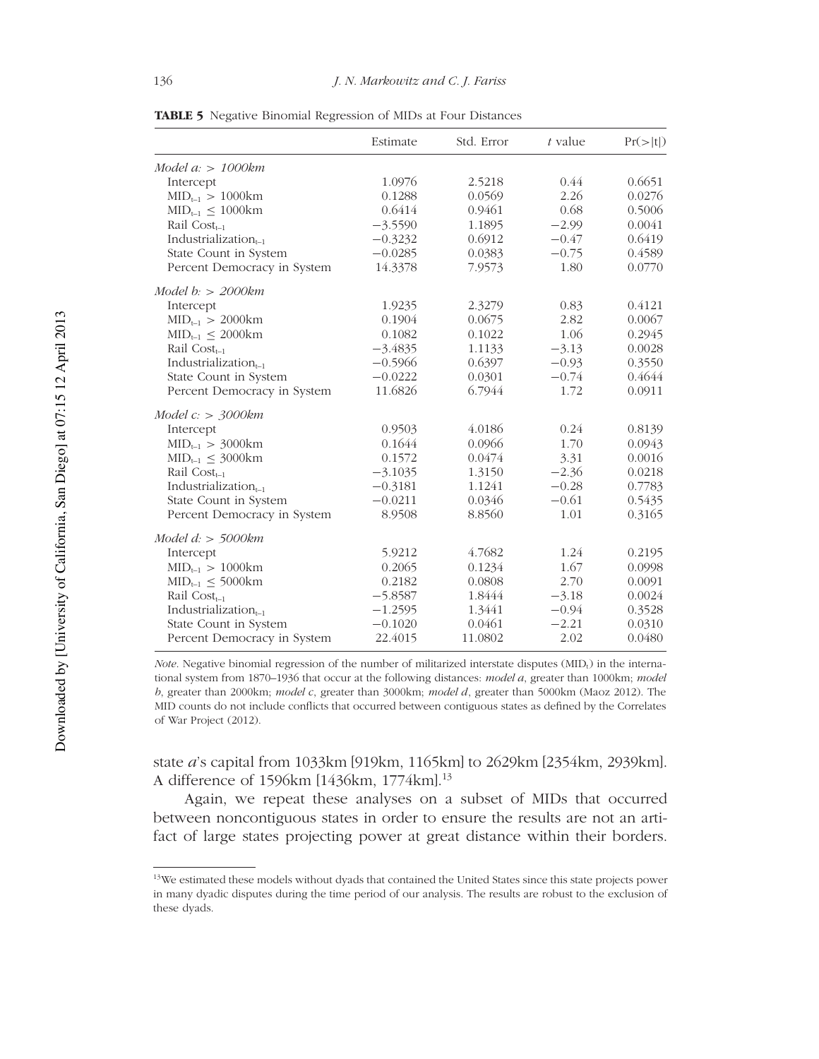**TABLE 5** Negative Binomial Regression of MIDs at Four Distances

| | Estimate | Std. Error | *t* value | Pr(>\|t\|) |
|---|---|---|---|---|
| *Model a: > 1000km* | | | | |
| Intercept | 1.0976 | 2.5218 | 0.44 | 0.6651 |
| $MID_{t-1}$ > 1000km | 0.1288 | 0.0569 | 2.26 | 0.0276 |
| $MID_{t-1}$ ≤ 1000km | 0.6414 | 0.9461 | 0.68 | 0.5006 |
| Rail $Cost_{t-1}$ | −3.5590 | 1.1895 | −2.99 | 0.0041 |
| $Industrialization_{t-1}$ | −0.3232 | 0.6912 | −0.47 | 0.6419 |
| State Count in System | −0.0285 | 0.0383 | −0.75 | 0.4589 |
| Percent Democracy in System | 14.3378 | 7.9573 | 1.80 | 0.0770 |
| *Model b: > 2000km* | | | | |
| Intercept | 1.9235 | 2.3279 | 0.83 | 0.4121 |
| $MID_{t-1}$ > 2000km | 0.1904 | 0.0675 | 2.82 | 0.0067 |
| $MID_{t-1}$ ≤ 2000km | 0.1082 | 0.1022 | 1.06 | 0.2945 |
| Rail $Cost_{t-1}$ | −3.4835 | 1.1133 | −3.13 | 0.0028 |
| $Industrialization_{t-1}$ | −0.5966 | 0.6397 | −0.93 | 0.3550 |
| State Count in System | −0.0222 | 0.0301 | −0.74 | 0.4644 |
| Percent Democracy in System | 11.6826 | 6.7944 | 1.72 | 0.0911 |
| *Model c: > 3000km* | | | | |
| Intercept | 0.9503 | 4.0186 | 0.24 | 0.8139 |
| $MID_{t-1}$ > 3000km | 0.1644 | 0.0966 | 1.70 | 0.0943 |
| $MID_{t-1}$ ≤ 3000km | 0.1572 | 0.0474 | 3.31 | 0.0016 |
| Rail $Cost_{t-1}$ | −3.1035 | 1.3150 | −2.36 | 0.0218 |
| $Industrialization_{t-1}$ | −0.3181 | 1.1241 | −0.28 | 0.7783 |
| State Count in System | −0.0211 | 0.0346 | −0.61 | 0.5435 |
| Percent Democracy in System | 8.9508 | 8.8560 | 1.01 | 0.3165 |
| *Model d: > 5000km* | | | | |
| Intercept | 5.9212 | 4.7682 | 1.24 | 0.2195 |
| $MID_{t-1}$ > 1000km | 0.2065 | 0.1234 | 1.67 | 0.0998 |
| $MID_{t-1}$ ≤ 5000km | 0.2182 | 0.0808 | 2.70 | 0.0091 |
| Rail $Cost_{t-1}$ | −5.8587 | 1.8444 | −3.18 | 0.0024 |
| $Industrialization_{t-1}$ | −1.2595 | 1.3441 | −0.94 | 0.3528 |
| State Count in System | −0.1020 | 0.0461 | −2.21 | 0.0310 |
| Percent Democracy in System | 22.4015 | 11.0802 | 2.02 | 0.0480 |

*Note*. Negative binomial regression of the number of militarized interstate disputes ($MID_t$) in the international system from 1870–1936 that occur at the following distances: *model a*, greater than 1000km; *model b*, greater than 2000km; *model c*, greater than 3000km; *model d*, greater than 5000km (Maoz 2012). The MID counts do not include conflicts that occurred between contiguous states as defined by the Correlates of War Project (2012).

state *a*'s capital from 1033km [919km, 1165km] to 2629km [2354km, 2939km]. A difference of 1596km [1436km, 1774km].[13]

Again, we repeat these analyses on a subset of MIDs that occurred between noncontiguous states in order to ensure the results are not an artifact of large states projecting power at great distance within their borders.

[13]We estimated these models without dyads that contained the United States since this state projects power in many dyadic disputes during the time period of our analysis. The results are robust to the exclusion of these dyads.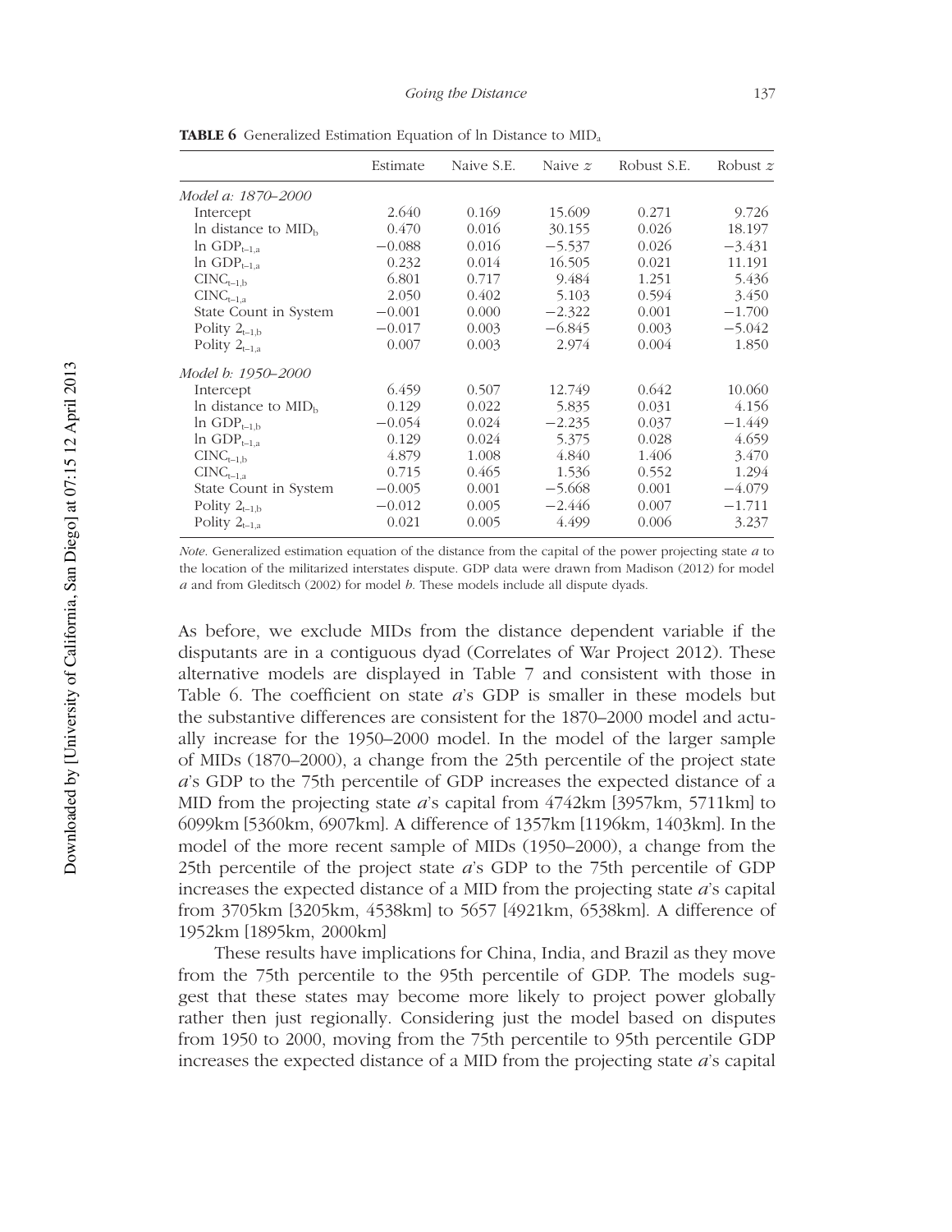**TABLE 6** Generalized Estimation Equation of ln Distance to $\text{MID}_a$

| | Estimate | Naive S.E. | Naive $z$ | Robust S.E. | Robust $z$ |
|---|---|---|---|---|---|
| *Model a: 1870–2000* | | | | | |
| Intercept | 2.640 | 0.169 | 15.609 | 0.271 | 9.726 |
| ln distance to $\text{MID}_b$ | 0.470 | 0.016 | 30.155 | 0.026 | 18.197 |
| ln $\text{GDP}_{t-1,a}$ | −0.088 | 0.016 | −5.537 | 0.026 | −3.431 |
| ln $\text{GDP}_{t-1,a}$ | 0.232 | 0.014 | 16.505 | 0.021 | 11.191 |
| $\text{CINC}_{t-1,b}$ | 6.801 | 0.717 | 9.484 | 1.251 | 5.436 |
| $\text{CINC}_{t-1,a}$ | 2.050 | 0.402 | 5.103 | 0.594 | 3.450 |
| State Count in System | −0.001 | 0.000 | −2.322 | 0.001 | −1.700 |
| Polity $2_{t-1,b}$ | −0.017 | 0.003 | −6.845 | 0.003 | −5.042 |
| Polity $2_{t-1,a}$ | 0.007 | 0.003 | 2.974 | 0.004 | 1.850 |
| *Model b: 1950–2000* | | | | | |
| Intercept | 6.459 | 0.507 | 12.749 | 0.642 | 10.060 |
| ln distance to $\text{MID}_b$ | 0.129 | 0.022 | 5.835 | 0.031 | 4.156 |
| ln $\text{GDP}_{t-1,b}$ | −0.054 | 0.024 | −2.235 | 0.037 | −1.449 |
| ln $\text{GDP}_{t-1,a}$ | 0.129 | 0.024 | 5.375 | 0.028 | 4.659 |
| $\text{CINC}_{t-1,b}$ | 4.879 | 1.008 | 4.840 | 1.406 | 3.470 |
| $\text{CINC}_{t-1,a}$ | 0.715 | 0.465 | 1.536 | 0.552 | 1.294 |
| State Count in System | −0.005 | 0.001 | −5.668 | 0.001 | −4.079 |
| Polity $2_{t-1,b}$ | −0.012 | 0.005 | −2.446 | 0.007 | −1.711 |
| Polity $2_{t-1,a}$ | 0.021 | 0.005 | 4.499 | 0.006 | 3.237 |

*Note*. Generalized estimation equation of the distance from the capital of the power projecting state *a* to the location of the militarized interstates dispute. GDP data were drawn from Madison (2012) for model *a* and from Gleditsch (2002) for model *b*. These models include all dispute dyads.

As before, we exclude MIDs from the distance dependent variable if the disputants are in a contiguous dyad (Correlates of War Project 2012). These alternative models are displayed in Table 7 and consistent with those in Table 6. The coefficient on state *a*'s GDP is smaller in these models but the substantive differences are consistent for the 1870–2000 model and actually increase for the 1950–2000 model. In the model of the larger sample of MIDs (1870–2000), a change from the 25th percentile of the project state *a*'s GDP to the 75th percentile of GDP increases the expected distance of a MID from the projecting state *a*'s capital from 4742km [3957km, 5711km] to 6099km [5360km, 6907km]. A difference of 1357km [1196km, 1403km]. In the model of the more recent sample of MIDs (1950–2000), a change from the 25th percentile of the project state *a*'s GDP to the 75th percentile of GDP increases the expected distance of a MID from the projecting state *a*'s capital from 3705km [3205km, 4538km] to 5657 [4921km, 6538km]. A difference of 1952km [1895km, 2000km]

These results have implications for China, India, and Brazil as they move from the 75th percentile to the 95th percentile of GDP. The models suggest that these states may become more likely to project power globally rather then just regionally. Considering just the model based on disputes from 1950 to 2000, moving from the 75th percentile to 95th percentile GDP increases the expected distance of a MID from the projecting state *a*'s capital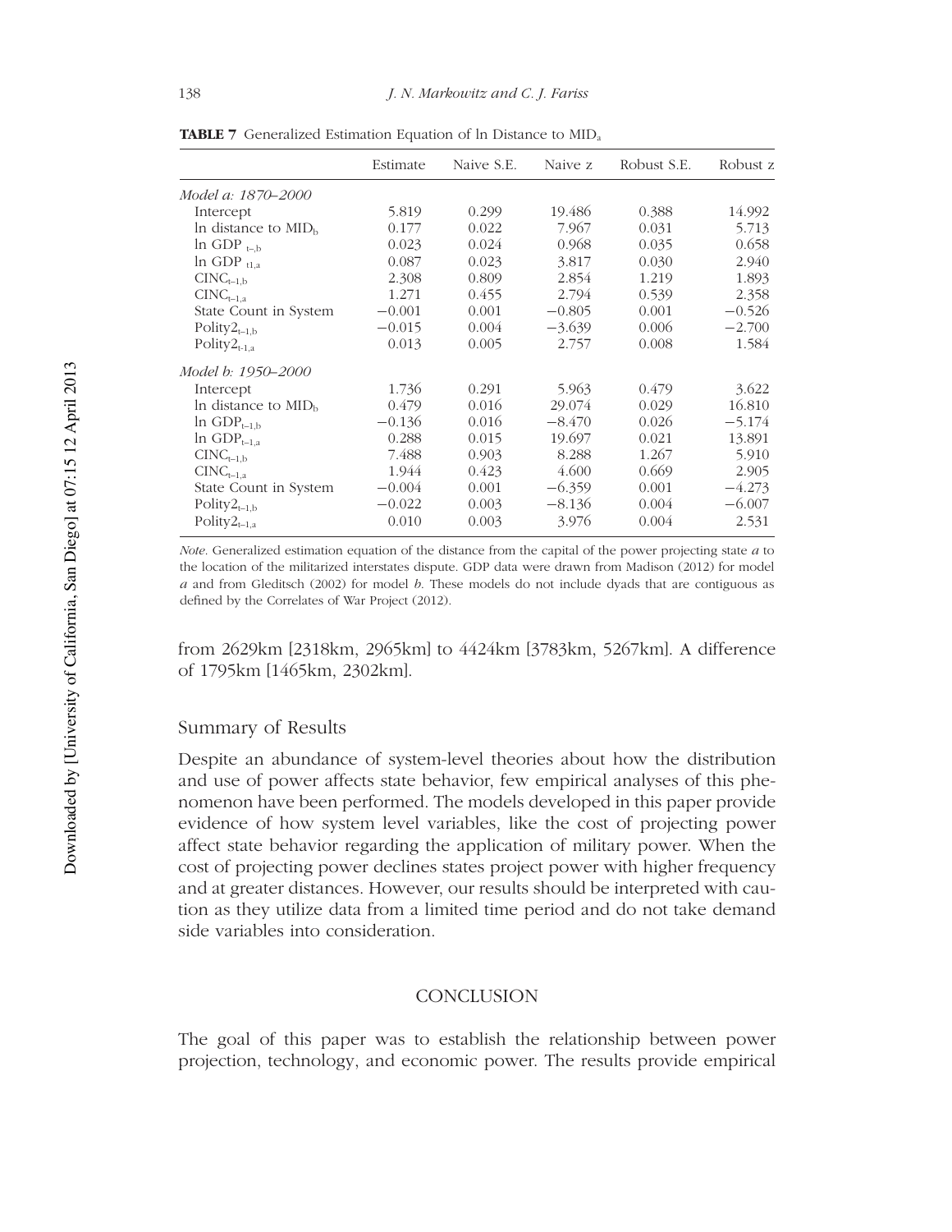**TABLE 7** Generalized Estimation Equation of ln Distance to $MID_a$

| | Estimate | Naive S.E. | Naive z | Robust S.E. | Robust z |
|---|---|---|---|---|---|
| *Model a: 1870–2000* | | | | | |
| Intercept | 5.819 | 0.299 | 19.486 | 0.388 | 14.992 |
| ln distance to $MID_b$ | 0.177 | 0.022 | 7.967 | 0.031 | 5.713 |
| ln GDP $_{t-,b}$ | 0.023 | 0.024 | 0.968 | 0.035 | 0.658 |
| ln GDP $_{t1,a}$ | 0.087 | 0.023 | 3.817 | 0.030 | 2.940 |
| $CINC_{t-1,b}$ | 2.308 | 0.809 | 2.854 | 1.219 | 1.893 |
| $CINC_{t-1,a}$ | 1.271 | 0.455 | 2.794 | 0.539 | 2.358 |
| State Count in System | −0.001 | 0.001 | −0.805 | 0.001 | −0.526 |
| $Polity2_{t-1,b}$ | −0.015 | 0.004 | −3.639 | 0.006 | −2.700 |
| $Polity2_{t-1,a}$ | 0.013 | 0.005 | 2.757 | 0.008 | 1.584 |
| *Model b: 1950–2000* | | | | | |
| Intercept | 1.736 | 0.291 | 5.963 | 0.479 | 3.622 |
| ln distance to $MID_b$ | 0.479 | 0.016 | 29.074 | 0.029 | 16.810 |
| ln $GDP_{t-1,b}$ | −0.136 | 0.016 | −8.470 | 0.026 | −5.174 |
| ln $GDP_{t-1,a}$ | 0.288 | 0.015 | 19.697 | 0.021 | 13.891 |
| $CINC_{t-1,b}$ | 7.488 | 0.903 | 8.288 | 1.267 | 5.910 |
| $CINC_{t-1,a}$ | 1.944 | 0.423 | 4.600 | 0.669 | 2.905 |
| State Count in System | −0.004 | 0.001 | −6.359 | 0.001 | −4.273 |
| $Polity2_{t-1,b}$ | −0.022 | 0.003 | −8.136 | 0.004 | −6.007 |
| $Polity2_{t-1,a}$ | 0.010 | 0.003 | 3.976 | 0.004 | 2.531 |

*Note*. Generalized estimation equation of the distance from the capital of the power projecting state *a* to the location of the militarized interstates dispute. GDP data were drawn from Madison (2012) for model *a* and from Gleditsch (2002) for model *b*. These models do not include dyads that are contiguous as defined by the Correlates of War Project (2012).

from 2629km [2318km, 2965km] to 4424km [3783km, 5267km]. A difference of 1795km [1465km, 2302km].

## Summary of Results

Despite an abundance of system-level theories about how the distribution and use of power affects state behavior, few empirical analyses of this phenomenon have been performed. The models developed in this paper provide evidence of how system level variables, like the cost of projecting power affect state behavior regarding the application of military power. When the cost of projecting power declines states project power with higher frequency and at greater distances. However, our results should be interpreted with caution as they utilize data from a limited time period and do not take demand side variables into consideration.

# CONCLUSION

The goal of this paper was to establish the relationship between power projection, technology, and economic power. The results provide empirical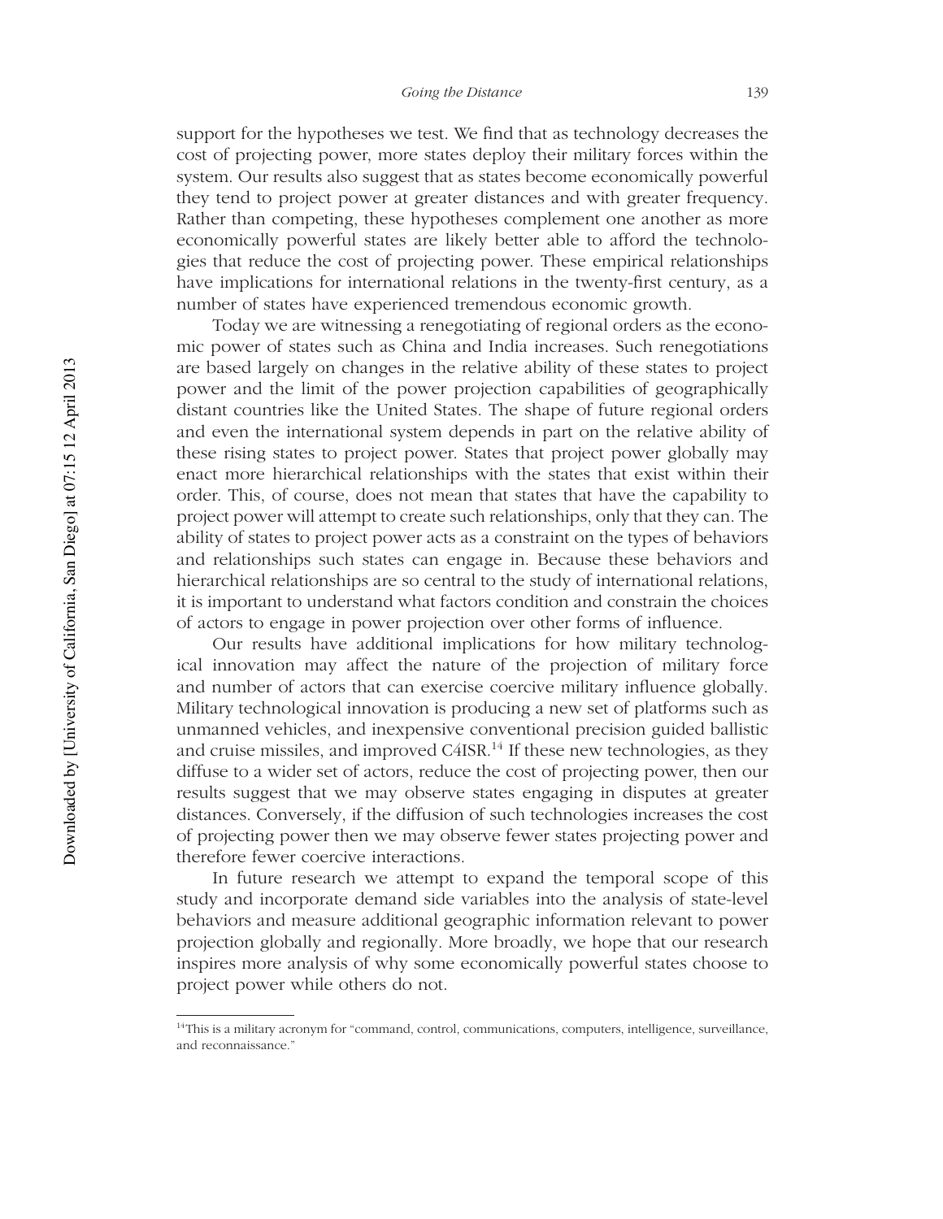support for the hypotheses we test. We find that as technology decreases the cost of projecting power, more states deploy their military forces within the system. Our results also suggest that as states become economically powerful they tend to project power at greater distances and with greater frequency. Rather than competing, these hypotheses complement one another as more economically powerful states are likely better able to afford the technologies that reduce the cost of projecting power. These empirical relationships have implications for international relations in the twenty-first century, as a number of states have experienced tremendous economic growth.

Today we are witnessing a renegotiating of regional orders as the economic power of states such as China and India increases. Such renegotiations are based largely on changes in the relative ability of these states to project power and the limit of the power projection capabilities of geographically distant countries like the United States. The shape of future regional orders and even the international system depends in part on the relative ability of these rising states to project power. States that project power globally may enact more hierarchical relationships with the states that exist within their order. This, of course, does not mean that states that have the capability to project power will attempt to create such relationships, only that they can. The ability of states to project power acts as a constraint on the types of behaviors and relationships such states can engage in. Because these behaviors and hierarchical relationships are so central to the study of international relations, it is important to understand what factors condition and constrain the choices of actors to engage in power projection over other forms of influence.

Our results have additional implications for how military technological innovation may affect the nature of the projection of military force and number of actors that can exercise coercive military influence globally. Military technological innovation is producing a new set of platforms such as unmanned vehicles, and inexpensive conventional precision guided ballistic and cruise missiles, and improved C4ISR.[14] If these new technologies, as they diffuse to a wider set of actors, reduce the cost of projecting power, then our results suggest that we may observe states engaging in disputes at greater distances. Conversely, if the diffusion of such technologies increases the cost of projecting power then we may observe fewer states projecting power and therefore fewer coercive interactions.

In future research we attempt to expand the temporal scope of this study and incorporate demand side variables into the analysis of state-level behaviors and measure additional geographic information relevant to power projection globally and regionally. More broadly, we hope that our research inspires more analysis of why some economically powerful states choose to project power while others do not.

[14] This is a military acronym for "command, control, communications, computers, intelligence, surveillance, and reconnaissance."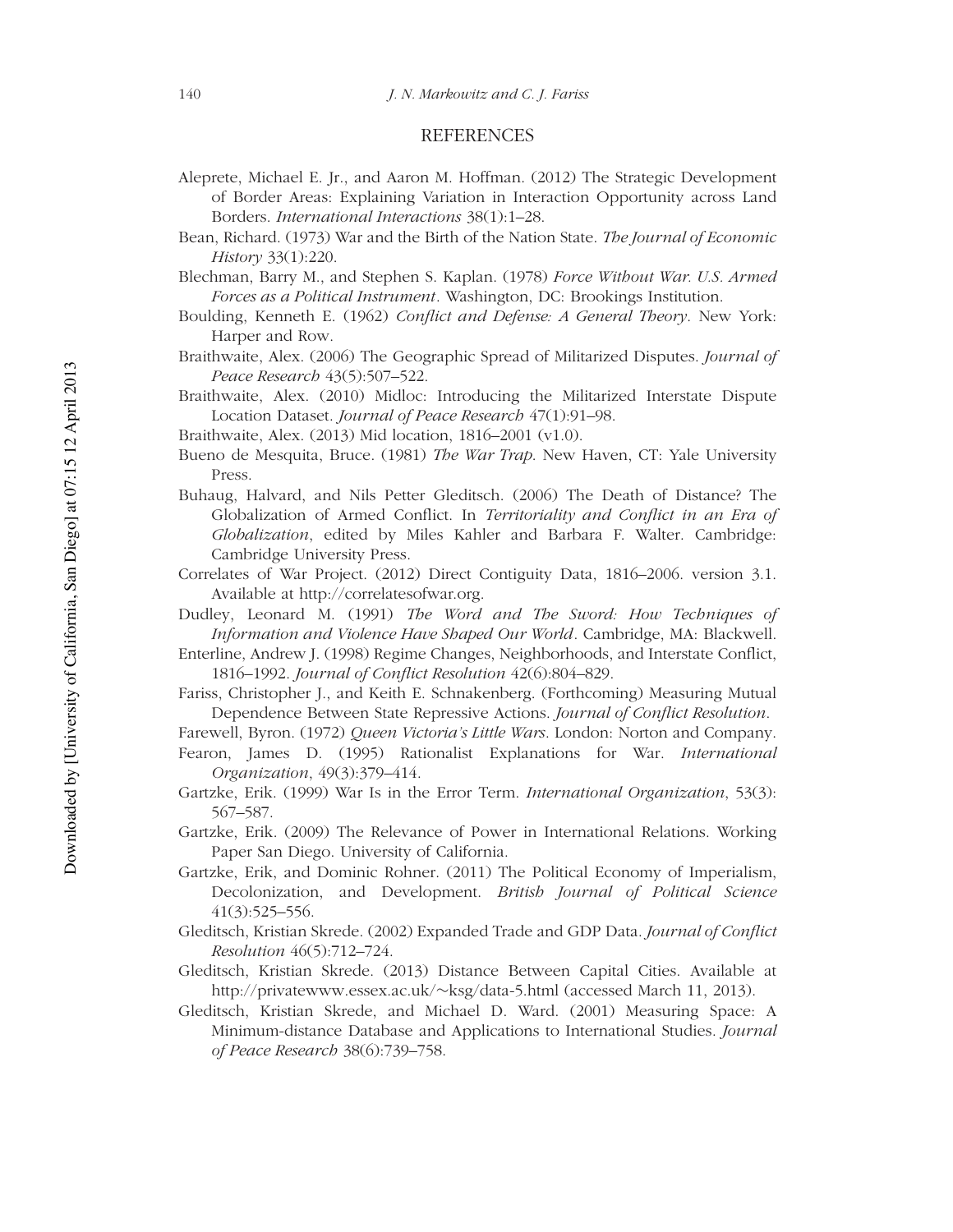## REFERENCES

Aleprete, Michael E. Jr., and Aaron M. Hoffman. (2012) The Strategic Development of Border Areas: Explaining Variation in Interaction Opportunity across Land Borders. *International Interactions* 38(1):1–28.

Bean, Richard. (1973) War and the Birth of the Nation State. *The Journal of Economic History* 33(1):220.

Blechman, Barry M., and Stephen S. Kaplan. (1978) *Force Without War. U.S. Armed Forces as a Political Instrument*. Washington, DC: Brookings Institution.

Boulding, Kenneth E. (1962) *Conflict and Defense: A General Theory*. New York: Harper and Row.

Braithwaite, Alex. (2006) The Geographic Spread of Militarized Disputes. *Journal of Peace Research* 43(5):507–522.

Braithwaite, Alex. (2010) Midloc: Introducing the Militarized Interstate Dispute Location Dataset. *Journal of Peace Research* 47(1):91–98.

Braithwaite, Alex. (2013) Mid location, 1816–2001 (v1.0).

Bueno de Mesquita, Bruce. (1981) *The War Trap*. New Haven, CT: Yale University Press.

Buhaug, Halvard, and Nils Petter Gleditsch. (2006) The Death of Distance? The Globalization of Armed Conflict. In *Territoriality and Conflict in an Era of Globalization*, edited by Miles Kahler and Barbara F. Walter. Cambridge: Cambridge University Press.

Correlates of War Project. (2012) Direct Contiguity Data, 1816–2006. version 3.1. Available at http://correlatesofwar.org.

Dudley, Leonard M. (1991) *The Word and The Sword: How Techniques of Information and Violence Have Shaped Our World*. Cambridge, MA: Blackwell.

Enterline, Andrew J. (1998) Regime Changes, Neighborhoods, and Interstate Conflict, 1816–1992. *Journal of Conflict Resolution* 42(6):804–829.

Fariss, Christopher J., and Keith E. Schnakenberg. (Forthcoming) Measuring Mutual Dependence Between State Repressive Actions. *Journal of Conflict Resolution*.

Farewell, Byron. (1972) *Queen Victoria's Little Wars*. London: Norton and Company.

Fearon, James D. (1995) Rationalist Explanations for War. *International Organization*, 49(3):379–414.

Gartzke, Erik. (1999) War Is in the Error Term. *International Organization*, 53(3): 567–587.

Gartzke, Erik. (2009) The Relevance of Power in International Relations. Working Paper San Diego. University of California.

Gartzke, Erik, and Dominic Rohner. (2011) The Political Economy of Imperialism, Decolonization, and Development. *British Journal of Political Science* 41(3):525–556.

Gleditsch, Kristian Skrede. (2002) Expanded Trade and GDP Data. *Journal of Conflict Resolution* 46(5):712–724.

Gleditsch, Kristian Skrede. (2013) Distance Between Capital Cities. Available at http://privatewww.essex.ac.uk/~ksg/data-5.html (accessed March 11, 2013).

Gleditsch, Kristian Skrede, and Michael D. Ward. (2001) Measuring Space: A Minimum-distance Database and Applications to International Studies. *Journal of Peace Research* 38(6):739–758.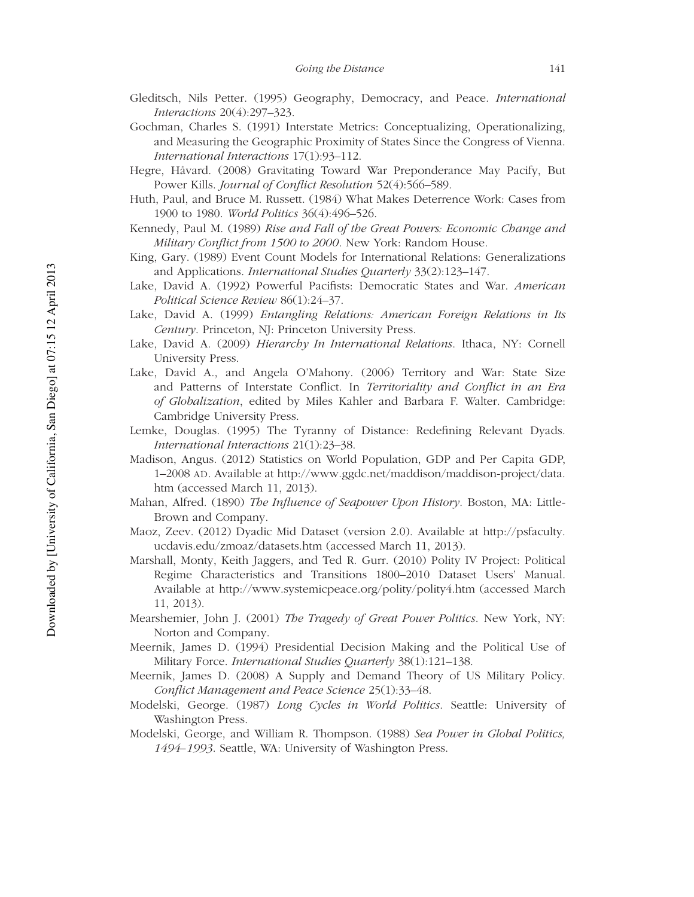Gleditsch, Nils Petter. (1995) Geography, Democracy, and Peace. *International Interactions* 20(4):297–323.

Gochman, Charles S. (1991) Interstate Metrics: Conceptualizing, Operationalizing, and Measuring the Geographic Proximity of States Since the Congress of Vienna. *International Interactions* 17(1):93–112.

Hegre, Håvard. (2008) Gravitating Toward War Preponderance May Pacify, But Power Kills. *Journal of Conflict Resolution* 52(4):566–589.

Huth, Paul, and Bruce M. Russett. (1984) What Makes Deterrence Work: Cases from 1900 to 1980. *World Politics* 36(4):496–526.

Kennedy, Paul M. (1989) *Rise and Fall of the Great Powers: Economic Change and Military Conflict from 1500 to 2000*. New York: Random House.

King, Gary. (1989) Event Count Models for International Relations: Generalizations and Applications. *International Studies Quarterly* 33(2):123–147.

Lake, David A. (1992) Powerful Pacifists: Democratic States and War. *American Political Science Review* 86(1):24–37.

Lake, David A. (1999) *Entangling Relations: American Foreign Relations in Its Century*. Princeton, NJ: Princeton University Press.

Lake, David A. (2009) *Hierarchy In International Relations*. Ithaca, NY: Cornell University Press.

Lake, David A., and Angela O'Mahony. (2006) Territory and War: State Size and Patterns of Interstate Conflict. In *Territoriality and Conflict in an Era of Globalization*, edited by Miles Kahler and Barbara F. Walter. Cambridge: Cambridge University Press.

Lemke, Douglas. (1995) The Tyranny of Distance: Redefining Relevant Dyads. *International Interactions* 21(1):23–38.

Madison, Angus. (2012) Statistics on World Population, GDP and Per Capita GDP, 1–2008 AD. Available at http://www.ggdc.net/maddison/maddison-project/data.htm (accessed March 11, 2013).

Mahan, Alfred. (1890) *The Influence of Seapower Upon History*. Boston, MA: Little-Brown and Company.

Maoz, Zeev. (2012) Dyadic Mid Dataset (version 2.0). Available at http://psfaculty.ucdavis.edu/zmoaz/datasets.htm (accessed March 11, 2013).

Marshall, Monty, Keith Jaggers, and Ted R. Gurr. (2010) Polity IV Project: Political Regime Characteristics and Transitions 1800–2010 Dataset Users' Manual. Available at http://www.systemicpeace.org/polity/polity4.htm (accessed March 11, 2013).

Mearshemier, John J. (2001) *The Tragedy of Great Power Politics*. New York, NY: Norton and Company.

Meernik, James D. (1994) Presidential Decision Making and the Political Use of Military Force. *International Studies Quarterly* 38(1):121–138.

Meernik, James D. (2008) A Supply and Demand Theory of US Military Policy. *Conflict Management and Peace Science* 25(1):33–48.

Modelski, George. (1987) *Long Cycles in World Politics*. Seattle: University of Washington Press.

Modelski, George, and William R. Thompson. (1988) *Sea Power in Global Politics, 1494–1993*. Seattle, WA: University of Washington Press.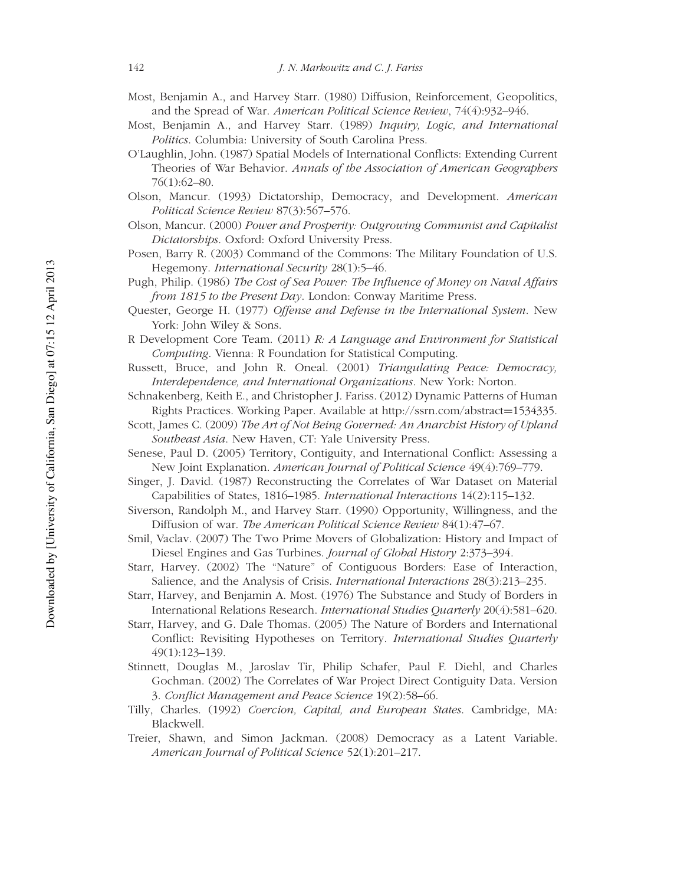Most, Benjamin A., and Harvey Starr. (1980) Diffusion, Reinforcement, Geopolitics, and the Spread of War. *American Political Science Review*, 74(4):932–946.

Most, Benjamin A., and Harvey Starr. (1989) *Inquiry, Logic, and International Politics*. Columbia: University of South Carolina Press.

O'Laughlin, John. (1987) Spatial Models of International Conflicts: Extending Current Theories of War Behavior. *Annals of the Association of American Geographers* 76(1):62–80.

Olson, Mancur. (1993) Dictatorship, Democracy, and Development. *American Political Science Review* 87(3):567–576.

Olson, Mancur. (2000) *Power and Prosperity: Outgrowing Communist and Capitalist Dictatorships*. Oxford: Oxford University Press.

Posen, Barry R. (2003) Command of the Commons: The Military Foundation of U.S. Hegemony. *International Security* 28(1):5–46.

Pugh, Philip. (1986) *The Cost of Sea Power: The Influence of Money on Naval Affairs from 1815 to the Present Day*. London: Conway Maritime Press.

Quester, George H. (1977) *Offense and Defense in the International System*. New York: John Wiley & Sons.

R Development Core Team. (2011) *R: A Language and Environment for Statistical Computing*. Vienna: R Foundation for Statistical Computing.

Russett, Bruce, and John R. Oneal. (2001) *Triangulating Peace: Democracy, Interdependence, and International Organizations*. New York: Norton.

Schnakenberg, Keith E., and Christopher J. Fariss. (2012) Dynamic Patterns of Human Rights Practices. Working Paper. Available at http://ssrn.com/abstract=1534335.

Scott, James C. (2009) *The Art of Not Being Governed: An Anarchist History of Upland Southeast Asia*. New Haven, CT: Yale University Press.

Senese, Paul D. (2005) Territory, Contiguity, and International Conflict: Assessing a New Joint Explanation. *American Journal of Political Science* 49(4):769–779.

Singer, J. David. (1987) Reconstructing the Correlates of War Dataset on Material Capabilities of States, 1816–1985. *International Interactions* 14(2):115–132.

Siverson, Randolph M., and Harvey Starr. (1990) Opportunity, Willingness, and the Diffusion of war. *The American Political Science Review* 84(1):47–67.

Smil, Vaclav. (2007) The Two Prime Movers of Globalization: History and Impact of Diesel Engines and Gas Turbines. *Journal of Global History* 2:373–394.

Starr, Harvey. (2002) The "Nature" of Contiguous Borders: Ease of Interaction, Salience, and the Analysis of Crisis. *International Interactions* 28(3):213–235.

Starr, Harvey, and Benjamin A. Most. (1976) The Substance and Study of Borders in International Relations Research. *International Studies Quarterly* 20(4):581–620.

Starr, Harvey, and G. Dale Thomas. (2005) The Nature of Borders and International Conflict: Revisiting Hypotheses on Territory. *International Studies Quarterly* 49(1):123–139.

Stinnett, Douglas M., Jaroslav Tir, Philip Schafer, Paul F. Diehl, and Charles Gochman. (2002) The Correlates of War Project Direct Contiguity Data. Version 3. *Conflict Management and Peace Science* 19(2):58–66.

Tilly, Charles. (1992) *Coercion, Capital, and European States*. Cambridge, MA: Blackwell.

Treier, Shawn, and Simon Jackman. (2008) Democracy as a Latent Variable. *American Journal of Political Science* 52(1):201–217.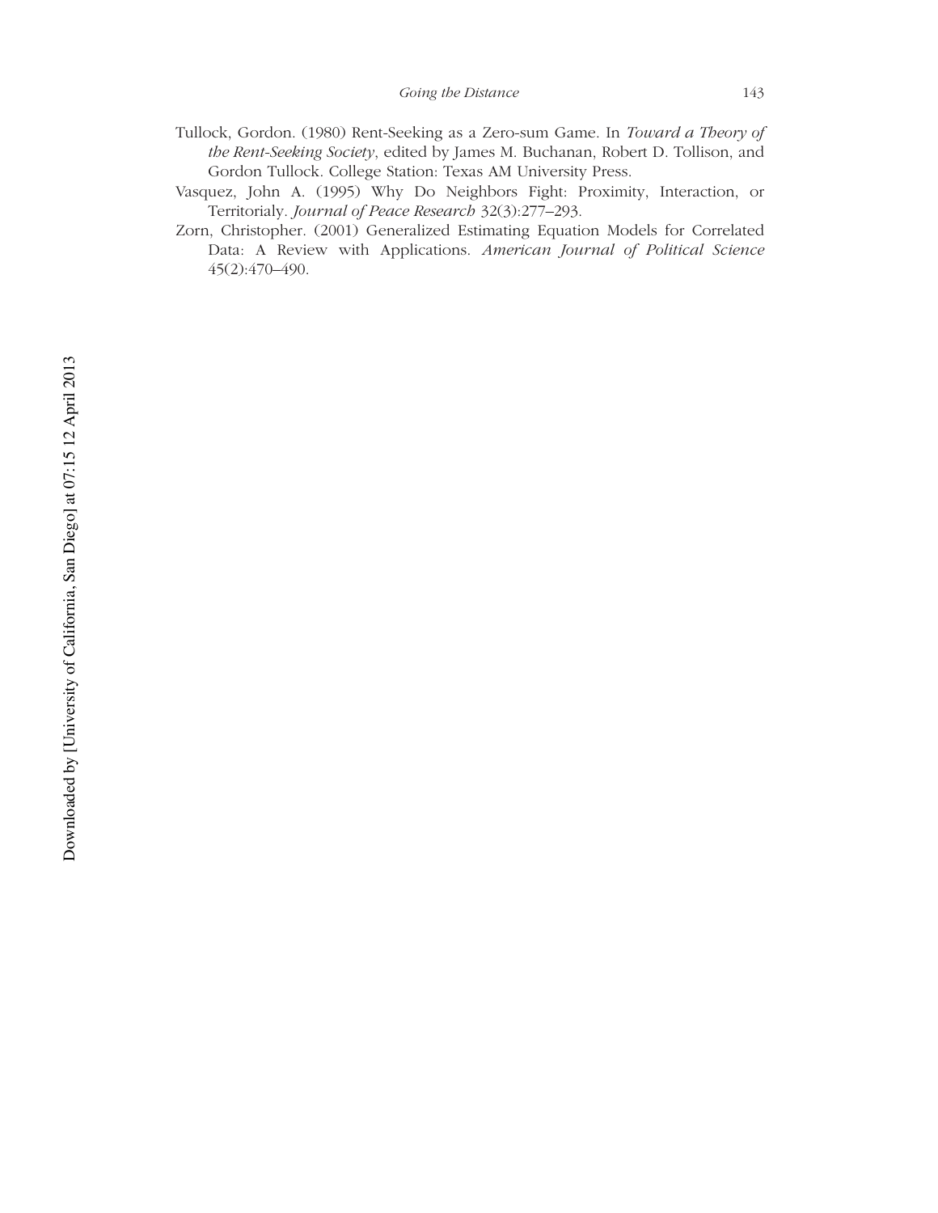Tullock, Gordon. (1980) Rent-Seeking as a Zero-sum Game. In *Toward a Theory of the Rent-Seeking Society*, edited by James M. Buchanan, Robert D. Tollison, and Gordon Tullock. College Station: Texas AM University Press.

Vasquez, John A. (1995) Why Do Neighbors Fight: Proximity, Interaction, or Territorialy. *Journal of Peace Research* 32(3):277–293.

Zorn, Christopher. (2001) Generalized Estimating Equation Models for Correlated Data: A Review with Applications. *American Journal of Political Science* 45(2):470–490.